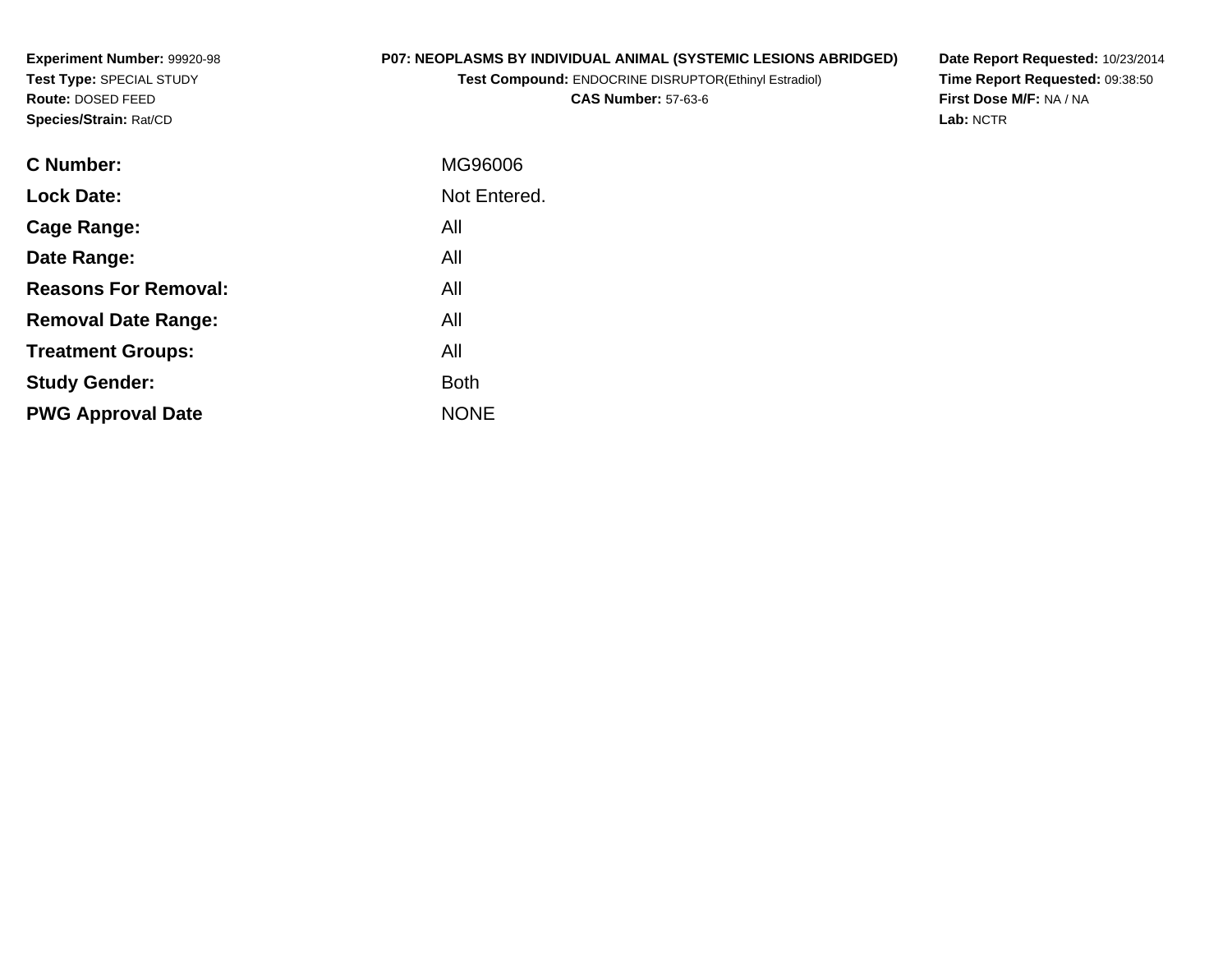**Experiment Number:** 99920-98
**Test Type:** SPECIAL STUDY
**Route:** DOSED FEED
**Species/Strain:** Rat/CD

**P07: NEOPLASMS BY INDIVIDUAL ANIMAL (SYSTEMIC LESIONS ABRIDGED)**
**Test Compound:** ENDOCRINE DISRUPTOR(Ethinyl Estradiol)
**CAS Number:** 57-63-6

**Date Report Requested:** 10/23/2014
**Time Report Requested:** 09:38:50
**First Dose M/F:** NA / NA
**Lab:** NCTR

| | |
|---|---|
| **C Number:** | MG96006 |
| **Lock Date:** | Not Entered. |
| **Cage Range:** | All |
| **Date Range:** | All |
| **Reasons For Removal:** | All |
| **Removal Date Range:** | All |
| **Treatment Groups:** | All |
| **Study Gender:** | Both |
| **PWG Approval Date** | NONE |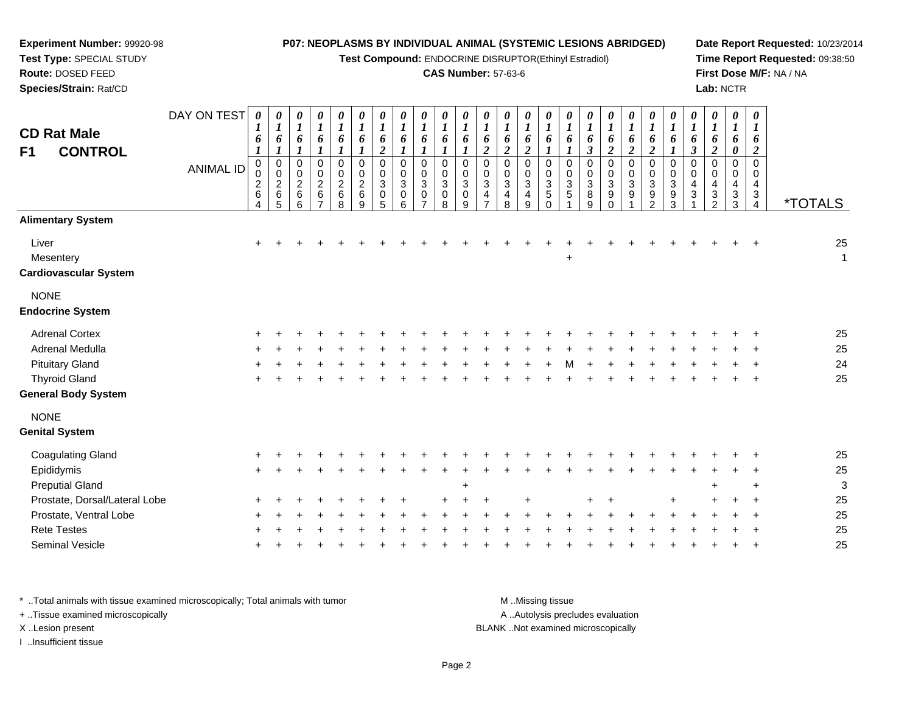**Experiment Number:** 99920-98
**Test Type:** SPECIAL STUDY
**Route:** DOSED FEED
**Species/Strain:** Rat/CD

**P07: NEOPLASMS BY INDIVIDUAL ANIMAL (SYSTEMIC LESIONS ABRIDGED)**
**Test Compound:** ENDOCRINE DISRUPTOR(Ethinyl Estradiol)
**CAS Number:** 57-63-6

**Date Report Requested:** 10/23/2014
**Time Report Requested:** 09:38:50
**First Dose M/F:** NA / NA
**Lab:** NCTR

## CD Rat Male
## F1 CONTROL

| DAY ON TEST | 0161 | 0161 | 0161 | 0161 | 0161 | 0161 | 0162 | 0161 | 0161 | 0161 | 0161 | 0162 | 0162 | 0162 | 0161 | 0161 | 0163 | 0162 | 0162 | 0162 | 0161 | 0163 | 0162 | 0160 | 0162 | |
|---|---|---|---|---|---|---|---|---|---|---|---|---|---|---|---|---|---|---|---|---|---|---|---|---|---|---|
| **ANIMAL ID** | 0264 | 0265 | 0266 | 0267 | 0268 | 0269 | 0305 | 0306 | 0307 | 0308 | 0309 | 0347 | 0348 | 0349 | 0350 | 0351 | 0389 | 0390 | 0391 | 0392 | 0393 | 0431 | 0432 | 0433 | 0434 | ***TOTALS** |
| **Alimentary System** | | | | | | | | | | | | | | | | | | | | | | | | | | |
| Liver | + | + | + | + | + | + | + | + | + | + | + | + | + | + | + | + | + | + | + | + | + | + | + | + | + | 25 |
| Mesentery | | | | | | | | | | | | | | | | + | | | | | | | | | | 1 |
| **Cardiovascular System** | | | | | | | | | | | | | | | | | | | | | | | | | | |
| NONE | | | | | | | | | | | | | | | | | | | | | | | | | | |
| **Endocrine System** | | | | | | | | | | | | | | | | | | | | | | | | | | |
| Adrenal Cortex | + | + | + | + | + | + | + | + | + | + | + | + | + | + | + | + | + | + | + | + | + | + | + | + | + | 25 |
| Adrenal Medulla | + | + | + | + | + | + | + | + | + | + | + | + | + | + | + | + | + | + | + | + | + | + | + | + | + | 25 |
| Pituitary Gland | + | + | + | + | + | + | + | + | + | + | + | + | + | + | + | M | + | + | + | + | + | + | + | + | + | 24 |
| Thyroid Gland | + | + | + | + | + | + | + | + | + | + | + | + | + | + | + | + | + | + | + | + | + | + | + | + | + | 25 |
| **General Body System** | | | | | | | | | | | | | | | | | | | | | | | | | | |
| NONE | | | | | | | | | | | | | | | | | | | | | | | | | | |
| **Genital System** | | | | | | | | | | | | | | | | | | | | | | | | | | |
| Coagulating Gland | + | + | + | + | + | + | + | + | + | + | + | + | + | + | + | + | + | + | + | + | + | + | + | + | + | 25 |
| Epididymis | + | + | + | + | + | + | + | + | + | + | + | + | + | + | + | + | + | + | + | + | + | + | + | + | + | 25 |
| Preputial Gland | | | | | | | | | | | + | | | | | | | | | | | | + | | + | 3 |
| Prostate, Dorsal/Lateral Lobe | + | + | + | + | + | + | + | + | | + | + | + | | + | | | + | + | | | + | | + | + | + | 25 |
| Prostate, Ventral Lobe | + | + | + | + | + | + | + | + | + | + | + | + | + | + | + | + | + | + | + | + | + | + | + | + | + | 25 |
| Rete Testes | + | + | + | + | + | + | + | + | + | + | + | + | + | + | + | + | + | + | + | + | + | + | + | + | + | 25 |
| Seminal Vesicle | + | + | + | + | + | + | + | + | + | + | + | + | + | + | + | + | + | + | + | + | + | + | + | + | + | 25 |

\* ..Total animals with tissue examined microscopically; Total animals with tumor
\+ ..Tissue examined microscopically
X ..Lesion present
I ..Insufficient tissue

M ..Missing tissue
A ..Autolysis precludes evaluation
BLANK ..Not examined microscopically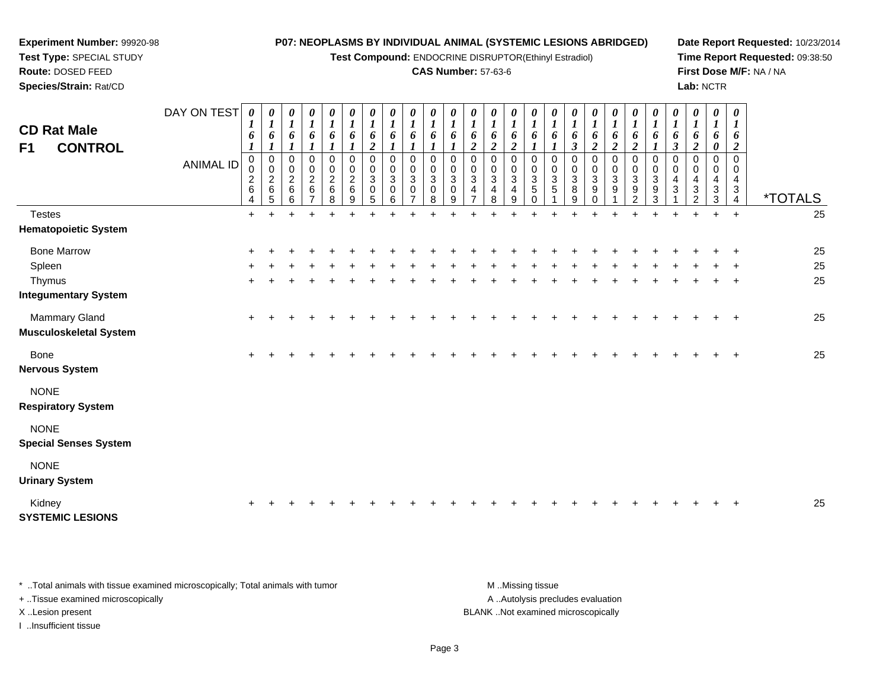**Experiment Number:** 99920-98
**Test Type:** SPECIAL STUDY
**Route:** DOSED FEED
**Species/Strain:** Rat/CD

**P07: NEOPLASMS BY INDIVIDUAL ANIMAL (SYSTEMIC LESIONS ABRIDGED)**
**Test Compound:** ENDOCRINE DISRUPTOR(Ethinyl Estradiol)
**CAS Number:** 57-63-6

**Date Report Requested:** 10/23/2014
**Time Report Requested:** 09:38:50
**First Dose M/F:** NA / NA
**Lab:** NCTR

## CD Rat Male
## F1 CONTROL

| DAY ON TEST | 0161 | 0161 | 0161 | 0161 | 0161 | 0161 | 0162 | 0161 | 0161 | 0161 | 0161 | 0162 | 0162 | 0162 | 0161 | 0161 | 0163 | 0162 | 0162 | 0162 | 0161 | 0163 | 0162 | 0160 | 0162 | |
|---|---|---|---|---|---|---|---|---|---|---|---|---|---|---|---|---|---|---|---|---|---|---|---|---|---|---|
| **ANIMAL ID** | 00264 | 00265 | 00266 | 00267 | 00268 | 00269 | 00305 | 00306 | 00307 | 00308 | 00309 | 00347 | 00348 | 00349 | 00350 | 00351 | 00389 | 00390 | 00391 | 00392 | 00393 | 00431 | 00432 | 00433 | 00434 | ***TOTALS** |
| Testes | + | + | + | + | + | + | + | + | + | + | + | + | + | + | + | + | + | + | + | + | + | + | + | + | + | 25 |
| **Hematopoietic System** | | | | | | | | | | | | | | | | | | | | | | | | | | |
| Bone Marrow | + | + | + | + | + | + | + | + | + | + | + | + | + | + | + | + | + | + | + | + | + | + | + | + | + | 25 |
| Spleen | + | + | + | + | + | + | + | + | + | + | + | + | + | + | + | + | + | + | + | + | + | + | + | + | + | 25 |
| Thymus | + | + | + | + | + | + | + | + | + | + | + | + | + | + | + | + | + | + | + | + | + | + | + | + | + | 25 |
| **Integumentary System** | | | | | | | | | | | | | | | | | | | | | | | | | | |
| Mammary Gland | + | + | + | + | + | + | + | + | + | + | + | + | + | + | + | + | + | + | + | + | + | + | + | + | + | 25 |
| **Musculoskeletal System** | | | | | | | | | | | | | | | | | | | | | | | | | | |
| Bone | + | + | + | + | + | + | + | + | + | + | + | + | + | + | + | + | + | + | + | + | + | + | + | + | + | 25 |
| **Nervous System** | | | | | | | | | | | | | | | | | | | | | | | | | | |
| NONE | | | | | | | | | | | | | | | | | | | | | | | | | | |
| **Respiratory System** | | | | | | | | | | | | | | | | | | | | | | | | | | |
| NONE | | | | | | | | | | | | | | | | | | | | | | | | | | |
| **Special Senses System** | | | | | | | | | | | | | | | | | | | | | | | | | | |
| NONE | | | | | | | | | | | | | | | | | | | | | | | | | | |
| **Urinary System** | | | | | | | | | | | | | | | | | | | | | | | | | | |
| Kidney | + | + | + | + | + | + | + | + | + | + | + | + | + | + | + | + | + | + | + | + | + | + | + | + | + | 25 |
| **SYSTEMIC LESIONS** | | | | | | | | | | | | | | | | | | | | | | | | | | |

\* ..Total animals with tissue examined microscopically; Total animals with tumor
\+ ..Tissue examined microscopically
X ..Lesion present
I ..Insufficient tissue

M ..Missing tissue
A ..Autolysis precludes evaluation
BLANK ..Not examined microscopically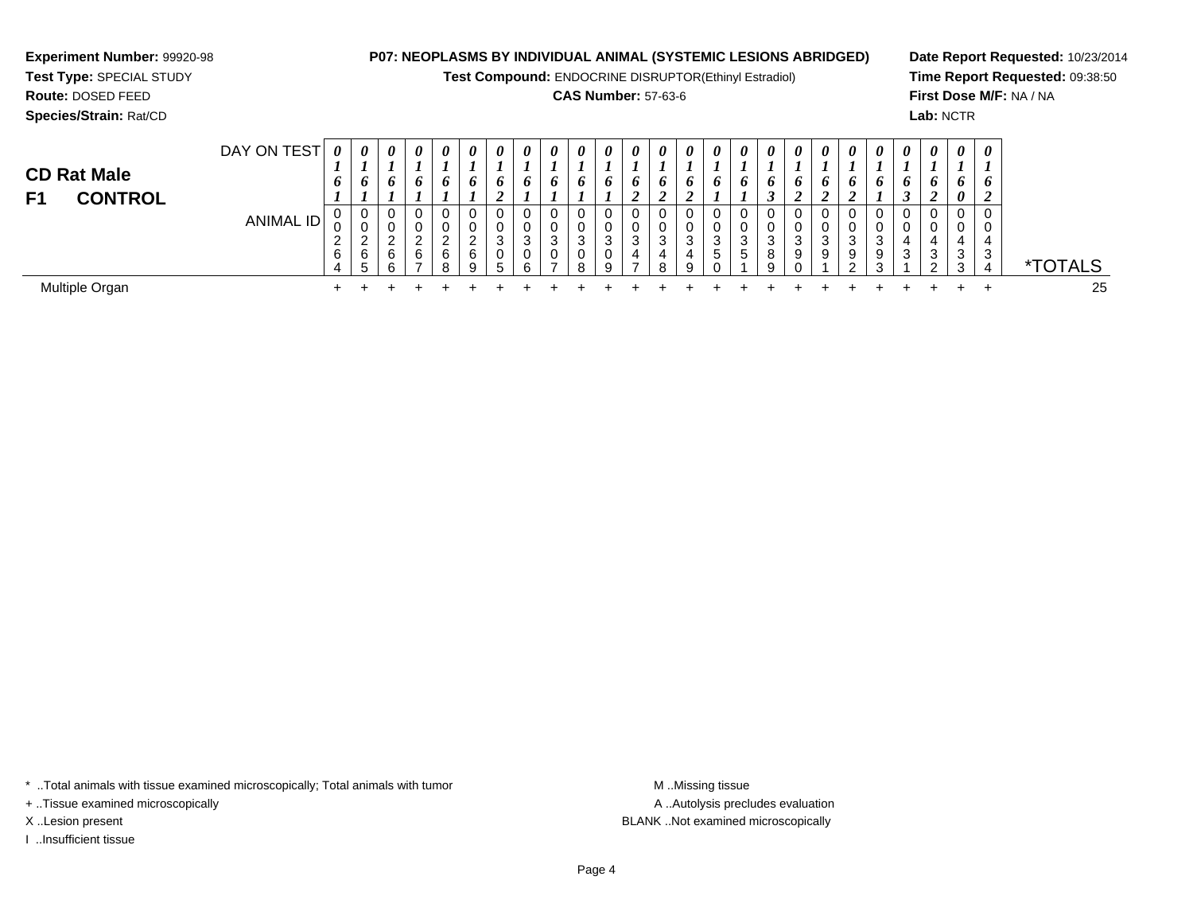**Experiment Number:** 99920-98
**Test Type:** SPECIAL STUDY
**Route:** DOSED FEED
**Species/Strain:** Rat/CD

**P07: NEOPLASMS BY INDIVIDUAL ANIMAL (SYSTEMIC LESIONS ABRIDGED)**
**Test Compound:** ENDOCRINE DISRUPTOR(Ethinyl Estradiol)
**CAS Number:** 57-63-6

**Date Report Requested:** 10/23/2014
**Time Report Requested:** 09:38:50
**First Dose M/F:** NA / NA
**Lab:** NCTR

## CD Rat Male
## F1 CONTROL

| DAY ON TEST | 0161 | 0161 | 0161 | 0161 | 0161 | 0161 | 0162 | 0161 | 0161 | 0161 | 0161 | 0162 | 0162 | 0162 | 0161 | 0161 | 0163 | 0162 | 0162 | 0162 | 0161 | 0163 | 0162 | 0160 | 0162 | |
|---|---|---|---|---|---|---|---|---|---|---|---|---|---|---|---|---|---|---|---|---|---|---|---|---|---|---|
| ANIMAL ID | 00264 | 00265 | 00266 | 00267 | 00268 | 00269 | 00305 | 00306 | 00307 | 00308 | 00309 | 00347 | 00348 | 00349 | 00350 | 00351 | 00389 | 00390 | 00391 | 00392 | 00393 | 00431 | 00432 | 00433 | 00434 | *TOTALS |
| Multiple Organ | + | + | + | + | + | + | + | + | + | + | + | + | + | + | + | + | + | + | + | + | + | + | + | + | + | 25 |

\* ..Total animals with tissue examined microscopically; Total animals with tumor
\+ ..Tissue examined microscopically
X ..Lesion present
I ..Insufficient tissue

M ..Missing tissue
A ..Autolysis precludes evaluation
BLANK ..Not examined microscopically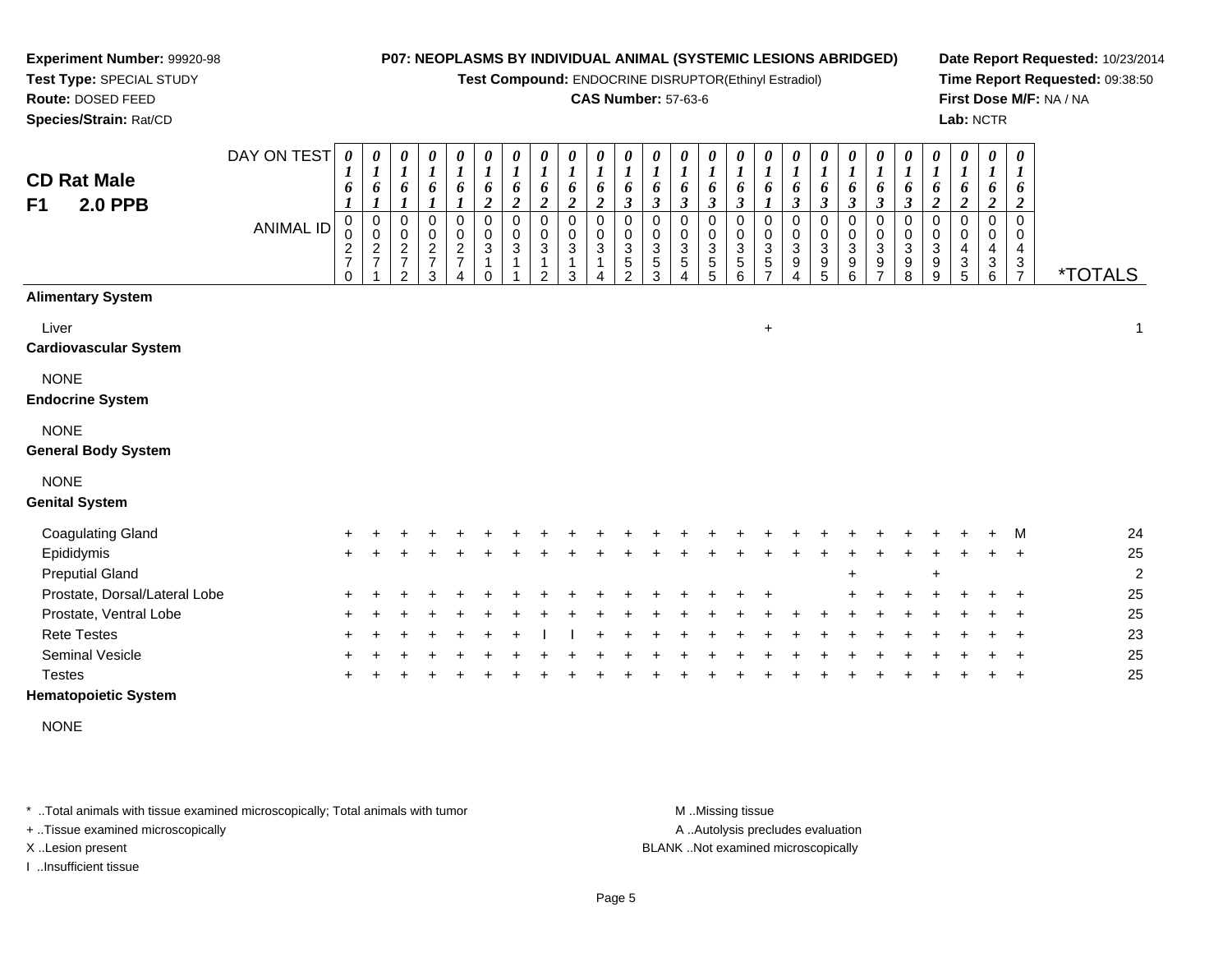**Experiment Number:** 99920-98
**Test Type:** SPECIAL STUDY
**Route:** DOSED FEED
**Species/Strain:** Rat/CD

**P07: NEOPLASMS BY INDIVIDUAL ANIMAL (SYSTEMIC LESIONS ABRIDGED)**
**Test Compound:** ENDOCRINE DISRUPTOR(Ethinyl Estradiol)
**CAS Number:** 57-63-6

**Date Report Requested:** 10/23/2014
**Time Report Requested:** 09:38:50
**First Dose M/F:** NA / NA
**Lab:** NCTR

## CD Rat Male
## F1 2.0 PPB

| DAY ON TEST | 0161 | 0161 | 0161 | 0161 | 0161 | 0162 | 0162 | 0162 | 0162 | 0162 | 0163 | 0163 | 0163 | 0163 | 0163 | 0161 | 0163 | 0163 | 0163 | 0163 | 0163 | 0162 | 0162 | 0162 | 0162 | |
|---|---|---|---|---|---|---|---|---|---|---|---|---|---|---|---|---|---|---|---|---|---|---|---|---|---|---|
| **ANIMAL ID** | 00270 | 00271 | 00272 | 00273 | 00274 | 00310 | 00311 | 00312 | 00313 | 00314 | 00352 | 00353 | 00354 | 00355 | 00356 | 00357 | 00394 | 00395 | 00396 | 00397 | 00398 | 00399 | 00435 | 00436 | 00437 | ***TOTALS** |
| **Alimentary System** | | | | | | | | | | | | | | | | | | | | | | | | | | |
| Liver | | | | | | | | | | | | | | | | + | | | | | | | | | | 1 |
| **Cardiovascular System** | | | | | | | | | | | | | | | | | | | | | | | | | | |
| NONE | | | | | | | | | | | | | | | | | | | | | | | | | | |
| **Endocrine System** | | | | | | | | | | | | | | | | | | | | | | | | | | |
| NONE | | | | | | | | | | | | | | | | | | | | | | | | | | |
| **General Body System** | | | | | | | | | | | | | | | | | | | | | | | | | | |
| NONE | | | | | | | | | | | | | | | | | | | | | | | | | | |
| **Genital System** | | | | | | | | | | | | | | | | | | | | | | | | | | |
| Coagulating Gland | + | + | + | + | + | + | + | + | + | + | + | + | + | + | + | + | + | + | + | + | + | + | + | + | M | 24 |
| Epididymis | + | + | + | + | + | + | + | + | + | + | + | + | + | + | + | + | + | + | + | + | + | + | + | + | + | 25 |
| Preputial Gland | | | | | | | | | | | | | | | | | | | + | | | + | | | | 2 |
| Prostate, Dorsal/Lateral Lobe | + | + | + | + | + | + | + | + | + | + | + | + | + | + | + | + | | | + | + | + | + | + | + | + | 25 |
| Prostate, Ventral Lobe | + | + | + | + | + | + | + | + | + | + | + | + | + | + | + | + | + | + | + | + | + | + | + | + | + | 25 |
| Rete Testes | + | + | + | + | + | + | + | I | I | + | + | + | + | + | + | + | + | + | + | + | + | + | + | + | + | 23 |
| Seminal Vesicle | + | + | + | + | + | + | + | + | + | + | + | + | + | + | + | + | + | + | + | + | + | + | + | + | + | 25 |
| Testes | + | + | + | + | + | + | + | + | + | + | + | + | + | + | + | + | + | + | + | + | + | + | + | + | + | 25 |
| **Hematopoietic System** | | | | | | | | | | | | | | | | | | | | | | | | | | |
| NONE | | | | | | | | | | | | | | | | | | | | | | | | | | |

\* ..Total animals with tissue examined microscopically; Total animals with tumor
\+ ..Tissue examined microscopically
X ..Lesion present
I ..Insufficient tissue

M ..Missing tissue
A ..Autolysis precludes evaluation
BLANK ..Not examined microscopically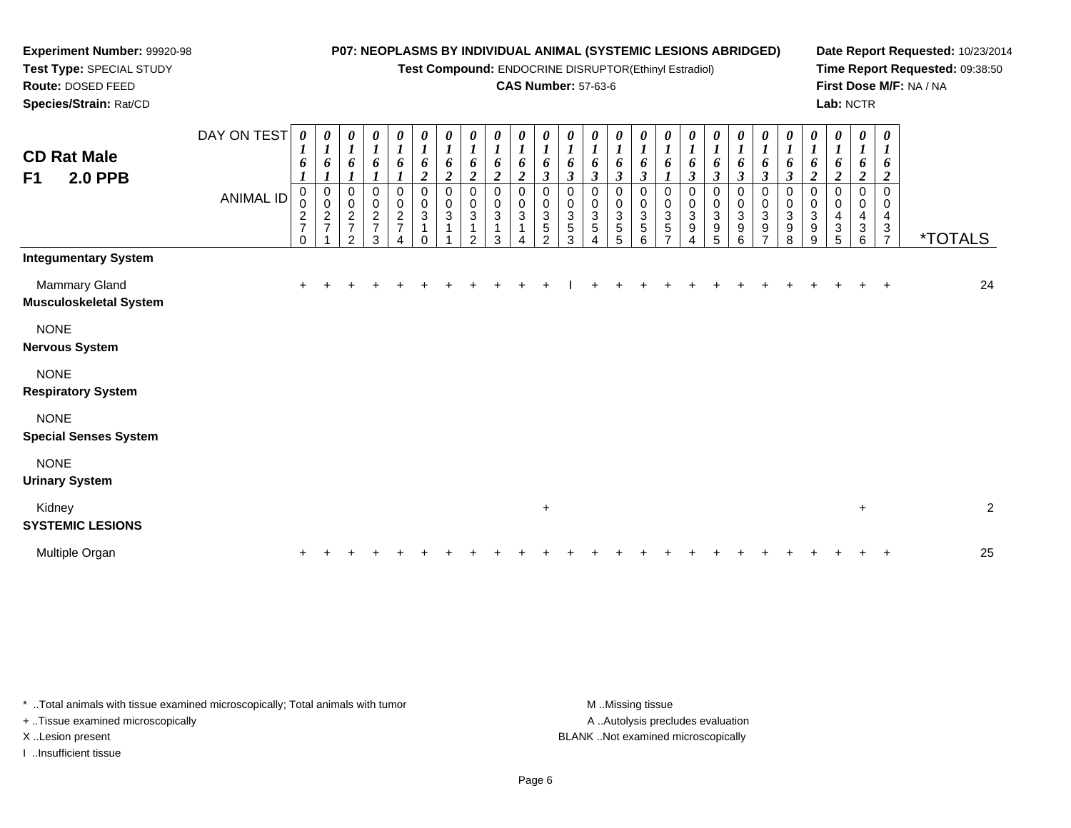**Experiment Number:** 99920-98
**Test Type:** SPECIAL STUDY
**Route:** DOSED FEED
**Species/Strain:** Rat/CD

**P07: NEOPLASMS BY INDIVIDUAL ANIMAL (SYSTEMIC LESIONS ABRIDGED)**
**Test Compound:** ENDOCRINE DISRUPTOR(Ethinyl Estradiol)
**CAS Number:** 57-63-6

**Date Report Requested:** 10/23/2014
**Time Report Requested:** 09:38:50
**First Dose M/F:** NA / NA
**Lab:** NCTR

## CD Rat Male F1 2.0 PPB

| DAY ON TEST | 0161 | 0161 | 0161 | 0161 | 0161 | 0162 | 0162 | 0162 | 0162 | 0162 | 0163 | 0163 | 0163 | 0163 | 0163 | 0161 | 0163 | 0163 | 0163 | 0163 | 0163 | 0162 | 0162 | 0162 | 0162 | |
|---|---|---|---|---|---|---|---|---|---|---|---|---|---|---|---|---|---|---|---|---|---|---|---|---|---|---|
| **ANIMAL ID** | 00270 | 00271 | 00272 | 00273 | 00274 | 00310 | 00311 | 00312 | 00313 | 00314 | 00352 | 00353 | 00354 | 00355 | 00356 | 00357 | 00394 | 00395 | 00396 | 00397 | 00398 | 00399 | 00435 | 00436 | 00437 | ***TOTALS** |
| **Integumentary System** | | | | | | | | | | | | | | | | | | | | | | | | | | |
| Mammary Gland | + | + | + | + | + | + | + | + | + | + | + | I | + | + | + | + | + | + | + | + | + | + | + | + | + | 24 |
| **Musculoskeletal System** | | | | | | | | | | | | | | | | | | | | | | | | | | |
| NONE | | | | | | | | | | | | | | | | | | | | | | | | | | |
| **Nervous System** | | | | | | | | | | | | | | | | | | | | | | | | | | |
| NONE | | | | | | | | | | | | | | | | | | | | | | | | | | |
| **Respiratory System** | | | | | | | | | | | | | | | | | | | | | | | | | | |
| NONE | | | | | | | | | | | | | | | | | | | | | | | | | | |
| **Special Senses System** | | | | | | | | | | | | | | | | | | | | | | | | | | |
| NONE | | | | | | | | | | | | | | | | | | | | | | | | | | |
| **Urinary System** | | | | | | | | | | | | | | | | | | | | | | | | | | |
| Kidney | | | | | | | | | | | + | | | | | | | | | | | | | + | | 2 |
| **SYSTEMIC LESIONS** | | | | | | | | | | | | | | | | | | | | | | | | | | |
| Multiple Organ | + | + | + | + | + | + | + | + | + | + | + | + | + | + | + | + | + | + | + | + | + | + | + | + | + | 25 |

* ..Total animals with tissue examined microscopically; Total animals with tumor
+ ..Tissue examined microscopically
X ..Lesion present
I ..Insufficient tissue

M ..Missing tissue
A ..Autolysis precludes evaluation
BLANK ..Not examined microscopically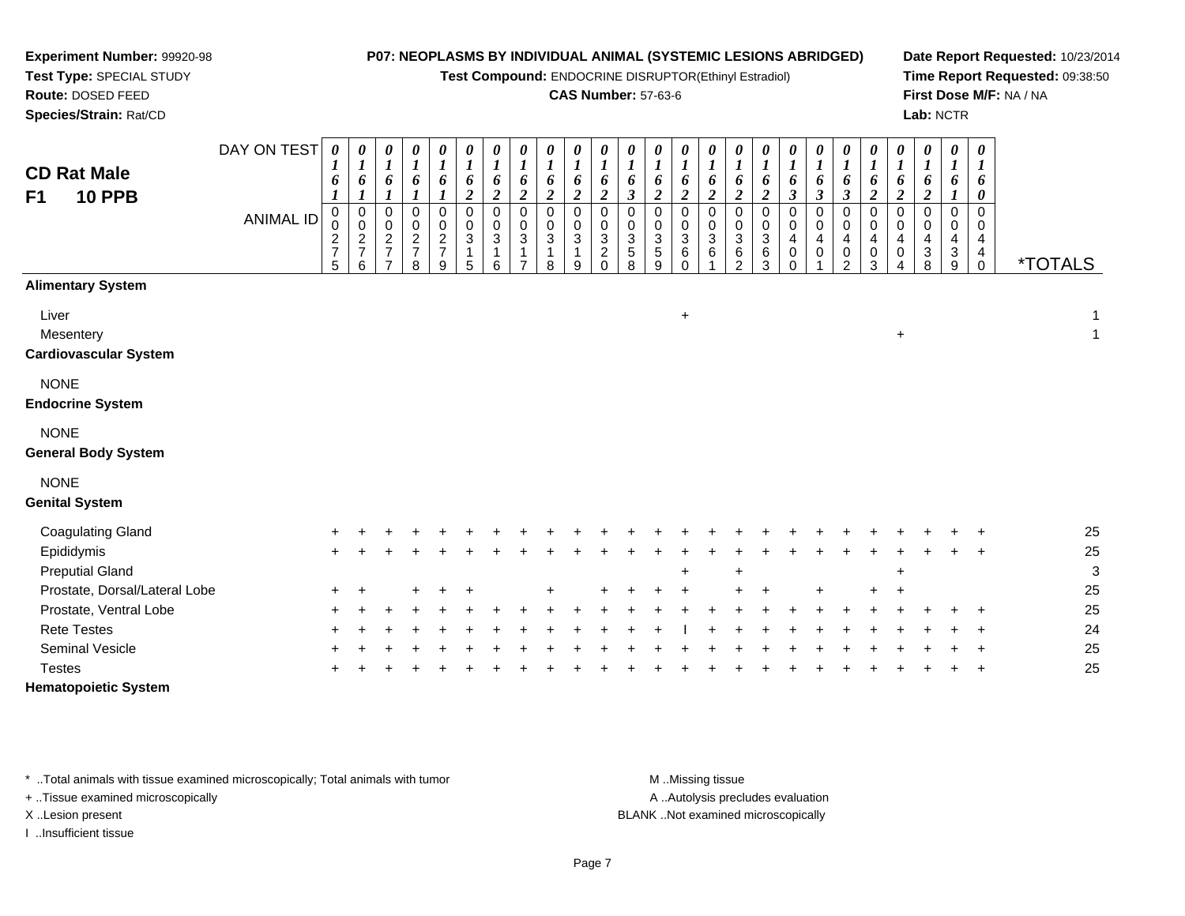**Experiment Number:** 99920-98
**Test Type:** SPECIAL STUDY
**Route:** DOSED FEED
**Species/Strain:** Rat/CD

**P07: NEOPLASMS BY INDIVIDUAL ANIMAL (SYSTEMIC LESIONS ABRIDGED)**
**Test Compound:** ENDOCRINE DISRUPTOR(Ethinyl Estradiol)
**CAS Number:** 57-63-6

**Date Report Requested:** 10/23/2014
**Time Report Requested:** 09:38:50
**First Dose M/F:** NA / NA
**Lab:** NCTR

## CD Rat Male
## F1 10 PPB

| DAY ON TEST | 0161 | 0161 | 0161 | 0161 | 0161 | 0162 | 0162 | 0162 | 0162 | 0162 | 0162 | 0163 | 0162 | 0162 | 0162 | 0162 | 0162 | 0163 | 0163 | 0163 | 0162 | 0162 | 0162 | 0161 | 0160 | |
|---|---|---|---|---|---|---|---|---|---|---|---|---|---|---|---|---|---|---|---|---|---|---|---|---|---|---|
| **ANIMAL ID** | 0275 | 0276 | 0277 | 0278 | 0279 | 0315 | 0316 | 0317 | 0318 | 0319 | 0320 | 0358 | 0359 | 0360 | 0361 | 0362 | 0363 | 0400 | 0401 | 0402 | 0403 | 0404 | 0438 | 0439 | 0440 | ***TOTALS** |
| **Alimentary System** | | | | | | | | | | | | | | | | | | | | | | | | | | |
| Liver | | | | | | | | | | | | | | + | | | | | | | | | | | | 1 |
| Mesentery | | | | | | | | | | | | | | | | | | | | | | + | | | | 1 |
| **Cardiovascular System** | | | | | | | | | | | | | | | | | | | | | | | | | | |
| NONE | | | | | | | | | | | | | | | | | | | | | | | | | | |
| **Endocrine System** | | | | | | | | | | | | | | | | | | | | | | | | | | |
| NONE | | | | | | | | | | | | | | | | | | | | | | | | | | |
| **General Body System** | | | | | | | | | | | | | | | | | | | | | | | | | | |
| NONE | | | | | | | | | | | | | | | | | | | | | | | | | | |
| **Genital System** | | | | | | | | | | | | | | | | | | | | | | | | | | |
| Coagulating Gland | + | + | + | + | + | + | + | + | + | + | + | + | + | + | + | + | + | + | + | + | + | + | + | + | + | 25 |
| Epididymis | + | + | + | + | + | + | + | + | + | + | + | + | + | + | + | + | + | + | + | + | + | + | + | + | + | 25 |
| Preputial Gland | | | | | | | | | | | | | | + | | + | | | | | | + | | | | 3 |
| Prostate, Dorsal/Lateral Lobe | + | + | | + | + | + | | | + | | + | + | + | + | | + | + | | + | | + | + | | | | 25 |
| Prostate, Ventral Lobe | + | + | + | + | + | + | + | + | + | + | + | + | + | + | + | + | + | + | + | + | + | + | + | + | + | 25 |
| Rete Testes | + | + | + | + | + | + | + | + | + | + | + | + | + | I | + | + | + | + | + | + | + | + | + | + | + | 24 |
| Seminal Vesicle | + | + | + | + | + | + | + | + | + | + | + | + | + | + | + | + | + | + | + | + | + | + | + | + | + | 25 |
| Testes | + | + | + | + | + | + | + | + | + | + | + | + | + | + | + | + | + | + | + | + | + | + | + | + | + | 25 |
| **Hematopoietic System** | | | | | | | | | | | | | | | | | | | | | | | | | | |

\* ..Total animals with tissue examined microscopically; Total animals with tumor
+ ..Tissue examined microscopically
X ..Lesion present
I ..Insufficient tissue

M ..Missing tissue
A ..Autolysis precludes evaluation
BLANK ..Not examined microscopically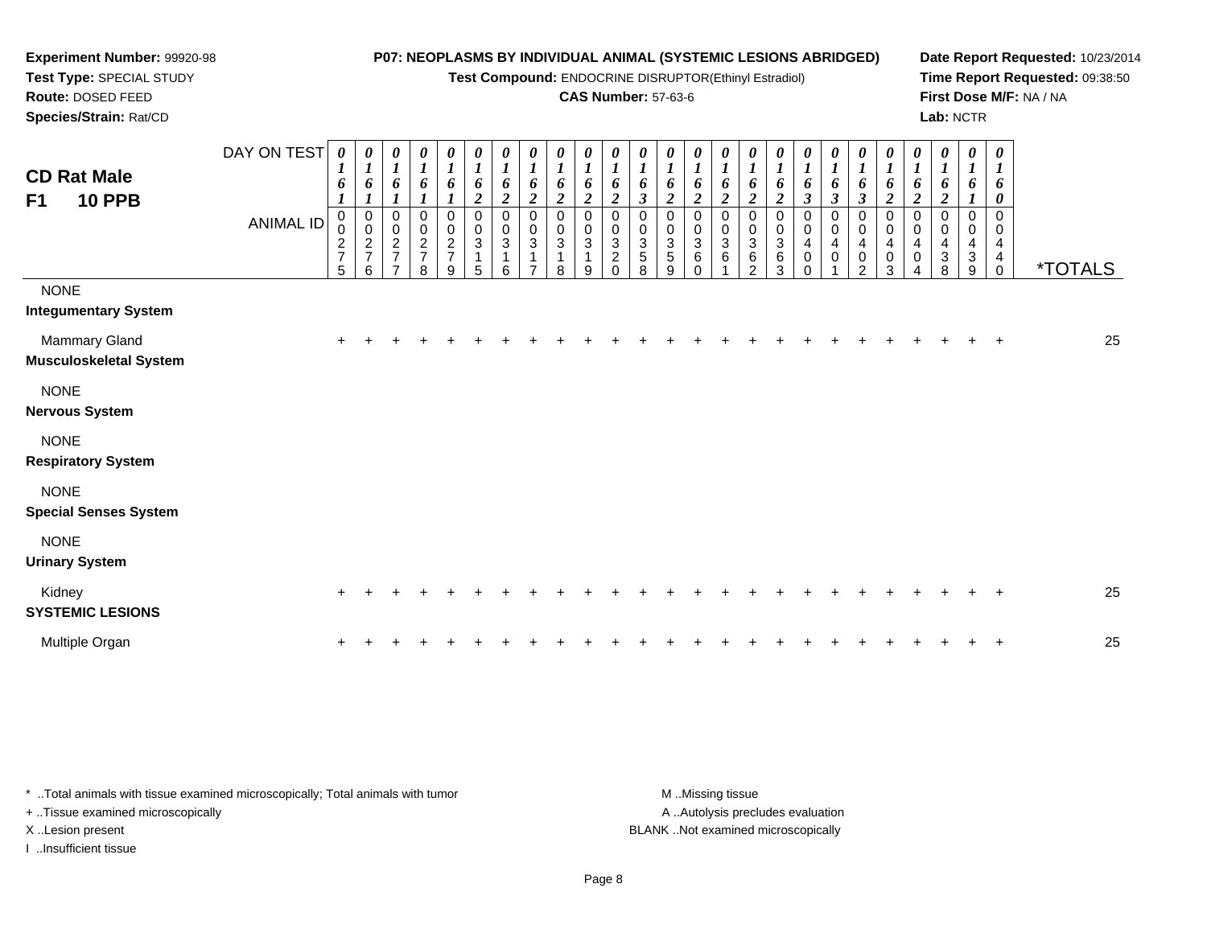**Experiment Number:** 99920-98
**Test Type:** SPECIAL STUDY
**Route:** DOSED FEED
**Species/Strain:** Rat/CD

**P07: NEOPLASMS BY INDIVIDUAL ANIMAL (SYSTEMIC LESIONS ABRIDGED)**
**Test Compound:** ENDOCRINE DISRUPTOR(Ethinyl Estradiol)
**CAS Number:** 57-63-6

**Date Report Requested:** 10/23/2014
**Time Report Requested:** 09:38:50
**First Dose M/F:** NA / NA
**Lab:** NCTR

**CD Rat Male**
**F1 10 PPB**

| DAY ON TEST | 0161 | 0161 | 0161 | 0161 | 0161 | 0162 | 0162 | 0162 | 0162 | 0162 | 0162 | 0163 | 0162 | 0162 | 0162 | 0162 | 0162 | 0163 | 0163 | 0163 | 0162 | 0162 | 0162 | 0161 | 0160 | |
|---|---|---|---|---|---|---|---|---|---|---|---|---|---|---|---|---|---|---|---|---|---|---|---|---|---|---|
| **ANIMAL ID** | 00275 | 00276 | 00277 | 00278 | 00279 | 00315 | 00316 | 00317 | 00318 | 00319 | 00320 | 00358 | 00359 | 00360 | 00361 | 00362 | 00363 | 00400 | 00401 | 00402 | 00403 | 00404 | 00438 | 00439 | 00440 | ***TOTALS** |
| NONE | | | | | | | | | | | | | | | | | | | | | | | | | | |
| **Integumentary System** | | | | | | | | | | | | | | | | | | | | | | | | | | |
| Mammary Gland | + | + | + | + | + | + | + | + | + | + | + | + | + | + | + | + | + | + | + | + | + | + | + | + | + | 25 |
| **Musculoskeletal System** | | | | | | | | | | | | | | | | | | | | | | | | | | |
| NONE | | | | | | | | | | | | | | | | | | | | | | | | | | |
| **Nervous System** | | | | | | | | | | | | | | | | | | | | | | | | | | |
| NONE | | | | | | | | | | | | | | | | | | | | | | | | | | |
| **Respiratory System** | | | | | | | | | | | | | | | | | | | | | | | | | | |
| NONE | | | | | | | | | | | | | | | | | | | | | | | | | | |
| **Special Senses System** | | | | | | | | | | | | | | | | | | | | | | | | | | |
| NONE | | | | | | | | | | | | | | | | | | | | | | | | | | |
| **Urinary System** | | | | | | | | | | | | | | | | | | | | | | | | | | |
| Kidney | + | + | + | + | + | + | + | + | + | + | + | + | + | + | + | + | + | + | + | + | + | + | + | + | + | 25 |
| **SYSTEMIC LESIONS** | | | | | | | | | | | | | | | | | | | | | | | | | | |
| Multiple Organ | + | + | + | + | + | + | + | + | + | + | + | + | + | + | + | + | + | + | + | + | + | + | + | + | + | 25 |

\* ..Total animals with tissue examined microscopically; Total animals with tumor
\+ ..Tissue examined microscopically
X ..Lesion present
I ..Insufficient tissue

M ..Missing tissue
A ..Autolysis precludes evaluation
BLANK ..Not examined microscopically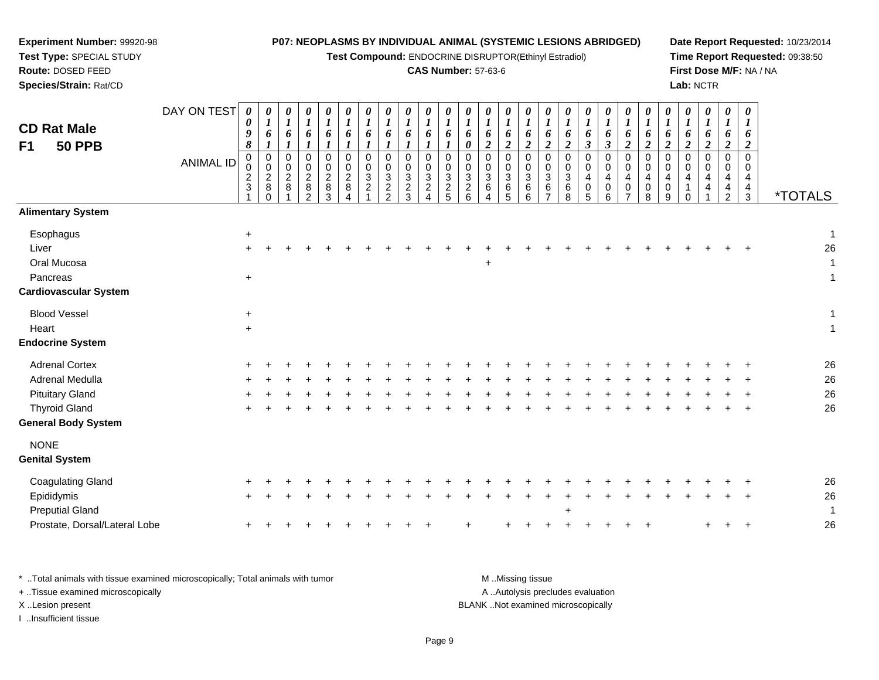**Experiment Number:** 99920-98
**Test Type:** SPECIAL STUDY
**Route:** DOSED FEED
**Species/Strain:** Rat/CD

**P07: NEOPLASMS BY INDIVIDUAL ANIMAL (SYSTEMIC LESIONS ABRIDGED)**
**Test Compound:** ENDOCRINE DISRUPTOR(Ethinyl Estradiol)
**CAS Number:** 57-63-6

**Date Report Requested:** 10/23/2014
**Time Report Requested:** 09:38:50
**First Dose M/F:** NA / NA
**Lab:** NCTR

## CD Rat Male
## F1 50 PPB

| DAY ON TEST | 0098 | 0161 | 0161 | 0161 | 0161 | 0161 | 0161 | 0161 | 0161 | 0161 | 0161 | 0160 | 0162 | 0162 | 0162 | 0162 | 0162 | 0163 | 0163 | 0162 | 0162 | 0162 | 0162 | 0162 | 0162 | 0162 | |
|---|---|---|---|---|---|---|---|---|---|---|---|---|---|---|---|---|---|---|---|---|---|---|---|---|---|---|---|
| **ANIMAL ID** | 00231 | 00280 | 00281 | 00282 | 00283 | 00284 | 00321 | 00322 | 00323 | 00324 | 00325 | 00326 | 00364 | 00365 | 00366 | 00367 | 00368 | 00405 | 00406 | 00407 | 00408 | 00409 | 00410 | 00441 | 00442 | 00443 | ***TOTALS** |
| **Alimentary System** | | | | | | | | | | | | | | | | | | | | | | | | | | | |
| Esophagus | + | | | | | | | | | | | | | | | | | | | | | | | | | | 1 |
| Liver | + | + | + | + | + | + | + | + | + | + | + | + | + | + | + | + | + | + | + | + | + | + | + | + | + | + | 26 |
| Oral Mucosa | | | | | | | | | | | | | + | | | | | | | | | | | | | | 1 |
| Pancreas | + | | | | | | | | | | | | | | | | | | | | | | | | | | 1 |
| **Cardiovascular System** | | | | | | | | | | | | | | | | | | | | | | | | | | | |
| Blood Vessel | + | | | | | | | | | | | | | | | | | | | | | | | | | | 1 |
| Heart | + | | | | | | | | | | | | | | | | | | | | | | | | | | 1 |
| **Endocrine System** | | | | | | | | | | | | | | | | | | | | | | | | | | | |
| Adrenal Cortex | + | + | + | + | + | + | + | + | + | + | + | + | + | + | + | + | + | + | + | + | + | + | + | + | + | + | 26 |
| Adrenal Medulla | + | + | + | + | + | + | + | + | + | + | + | + | + | + | + | + | + | + | + | + | + | + | + | + | + | + | 26 |
| Pituitary Gland | + | + | + | + | + | + | + | + | + | + | + | + | + | + | + | + | + | + | + | + | + | + | + | + | + | + | 26 |
| Thyroid Gland | + | + | + | + | + | + | + | + | + | + | + | + | + | + | + | + | + | + | + | + | + | + | + | + | + | + | 26 |
| **General Body System** | | | | | | | | | | | | | | | | | | | | | | | | | | | |
| NONE | | | | | | | | | | | | | | | | | | | | | | | | | | | |
| **Genital System** | | | | | | | | | | | | | | | | | | | | | | | | | | | |
| Coagulating Gland | + | + | + | + | + | + | + | + | + | + | + | + | + | + | + | + | + | + | + | + | + | + | + | + | + | + | 26 |
| Epididymis | + | + | + | + | + | + | + | + | + | + | + | + | + | + | + | + | + | + | + | + | + | + | + | + | + | + | 26 |
| Preputial Gland | | | | | | | | | | | | | | | | | + | | | | | | | | | | 1 |
| Prostate, Dorsal/Lateral Lobe | + | + | + | + | + | + | + | + | + | + | | + | | + | + | + | + | + | + | + | + | | | + | + | + | 26 |

\* ..Total animals with tissue examined microscopically; Total animals with tumor
\+ ..Tissue examined microscopically
X ..Lesion present
I ..Insufficient tissue

M ..Missing tissue
A ..Autolysis precludes evaluation
BLANK ..Not examined microscopically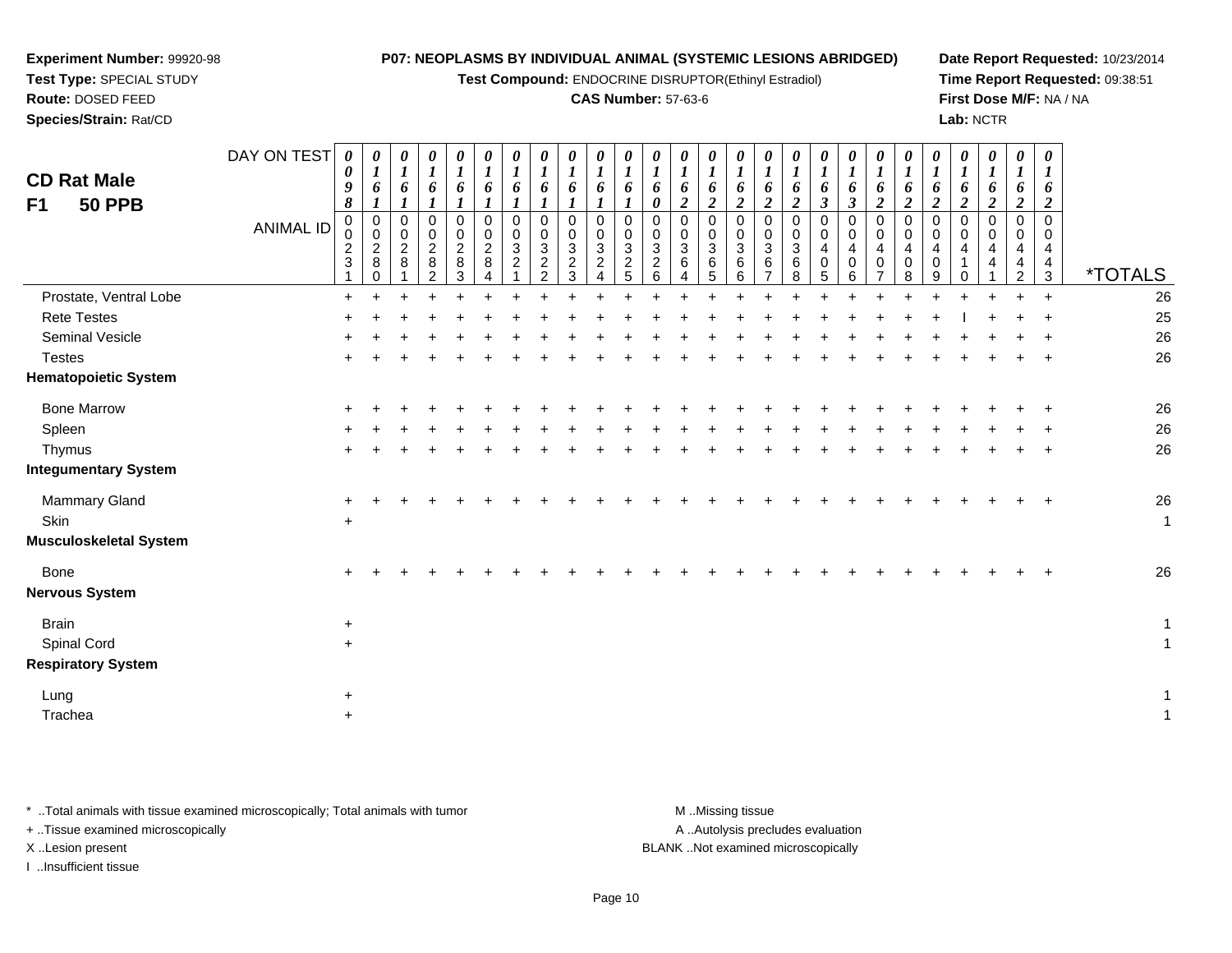**Experiment Number:** 99920-98
**Test Type:** SPECIAL STUDY
**Route:** DOSED FEED
**Species/Strain:** Rat/CD

**P07: NEOPLASMS BY INDIVIDUAL ANIMAL (SYSTEMIC LESIONS ABRIDGED)**
**Test Compound:** ENDOCRINE DISRUPTOR(Ethinyl Estradiol)
**CAS Number:** 57-63-6

**Date Report Requested:** 10/23/2014
**Time Report Requested:** 09:38:51
**First Dose M/F:** NA / NA
**Lab:** NCTR

## CD Rat Male
## F1 50 PPB

| DAY ON TEST | 0098 | 0161 | 0161 | 0161 | 0161 | 0161 | 0161 | 0161 | 0161 | 0161 | 0161 | 0160 | 0162 | 0162 | 0162 | 0162 | 0162 | 0163 | 0163 | 0162 | 0162 | 0162 | 0162 | 0162 | 0162 | 0162 | |
|---|---|---|---|---|---|---|---|---|---|---|---|---|---|---|---|---|---|---|---|---|---|---|---|---|---|---|---|
| **ANIMAL ID** | 00231 | 00280 | 00281 | 00282 | 00283 | 00284 | 00321 | 00322 | 00323 | 00324 | 00325 | 00326 | 00364 | 00365 | 00366 | 00367 | 00368 | 00405 | 00406 | 00407 | 00408 | 00409 | 00410 | 00441 | 00442 | 00443 | ***TOTALS** |
| Prostate, Ventral Lobe | + | + | + | + | + | + | + | + | + | + | + | + | + | + | + | + | + | + | + | + | + | + | + | + | + | + | 26 |
| Rete Testes | + | + | + | + | + | + | + | + | + | + | + | + | + | + | + | + | + | + | + | + | + | + | I | + | + | + | 25 |
| Seminal Vesicle | + | + | + | + | + | + | + | + | + | + | + | + | + | + | + | + | + | + | + | + | + | + | + | + | + | + | 26 |
| Testes | + | + | + | + | + | + | + | + | + | + | + | + | + | + | + | + | + | + | + | + | + | + | + | + | + | + | 26 |
| **Hematopoietic System** | | | | | | | | | | | | | | | | | | | | | | | | | | | |
| Bone Marrow | + | + | + | + | + | + | + | + | + | + | + | + | + | + | + | + | + | + | + | + | + | + | + | + | + | + | 26 |
| Spleen | + | + | + | + | + | + | + | + | + | + | + | + | + | + | + | + | + | + | + | + | + | + | + | + | + | + | 26 |
| Thymus | + | + | + | + | + | + | + | + | + | + | + | + | + | + | + | + | + | + | + | + | + | + | + | + | + | + | 26 |
| **Integumentary System** | | | | | | | | | | | | | | | | | | | | | | | | | | | |
| Mammary Gland | + | + | + | + | + | + | + | + | + | + | + | + | + | + | + | + | + | + | + | + | + | + | + | + | + | + | 26 |
| Skin | + | | | | | | | | | | | | | | | | | | | | | | | | | | 1 |
| **Musculoskeletal System** | | | | | | | | | | | | | | | | | | | | | | | | | | | |
| Bone | + | + | + | + | + | + | + | + | + | + | + | + | + | + | + | + | + | + | + | + | + | + | + | + | + | + | 26 |
| **Nervous System** | | | | | | | | | | | | | | | | | | | | | | | | | | | |
| Brain | + | | | | | | | | | | | | | | | | | | | | | | | | | | 1 |
| Spinal Cord | + | | | | | | | | | | | | | | | | | | | | | | | | | | 1 |
| **Respiratory System** | | | | | | | | | | | | | | | | | | | | | | | | | | | |
| Lung | + | | | | | | | | | | | | | | | | | | | | | | | | | | 1 |
| Trachea | + | | | | | | | | | | | | | | | | | | | | | | | | | | 1 |

\* ..Total animals with tissue examined microscopically; Total animals with tumor
\+ ..Tissue examined microscopically
X ..Lesion present
I ..Insufficient tissue

M ..Missing tissue
A ..Autolysis precludes evaluation
BLANK ..Not examined microscopically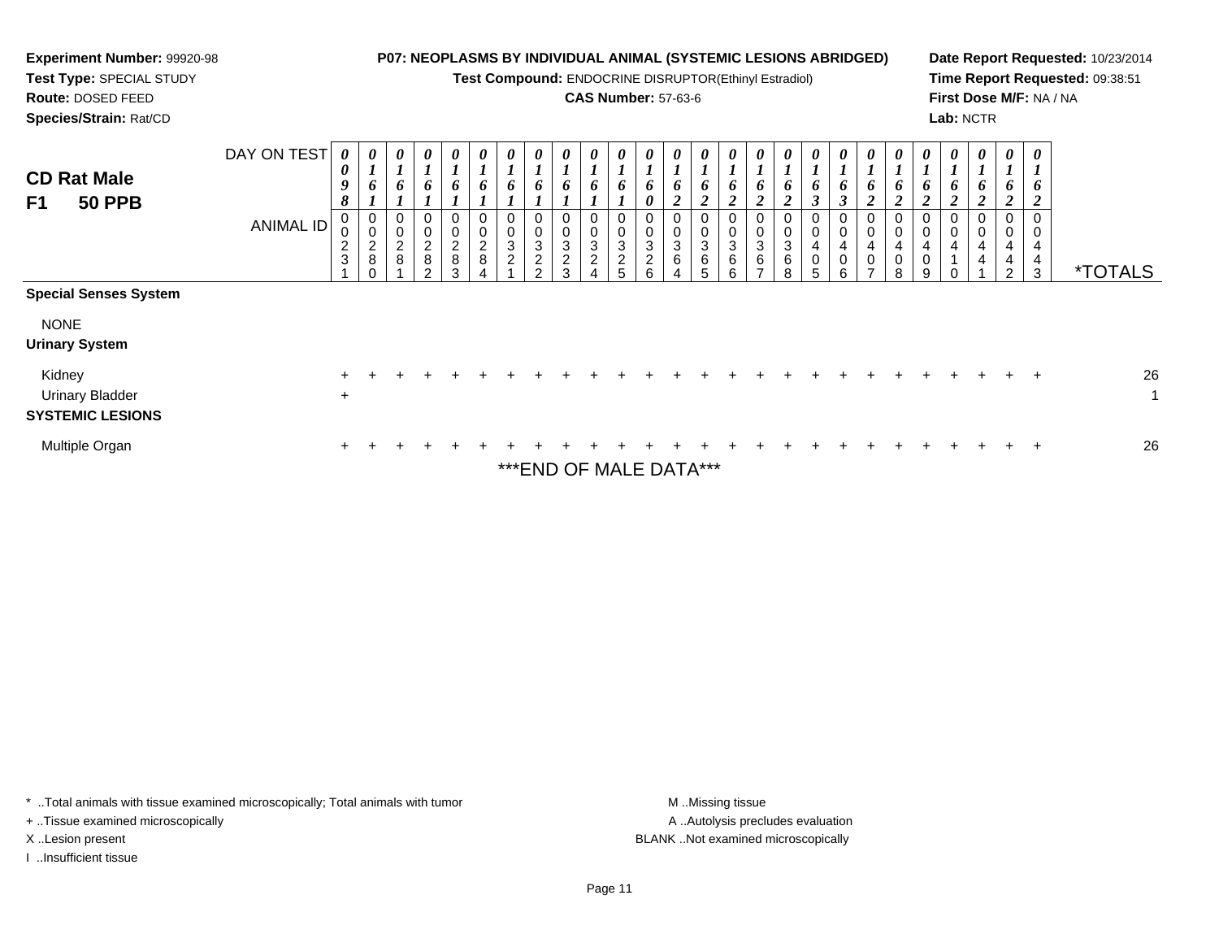**Experiment Number:** 99920-98
**Test Type:** SPECIAL STUDY
**Route:** DOSED FEED
**Species/Strain:** Rat/CD

**P07: NEOPLASMS BY INDIVIDUAL ANIMAL (SYSTEMIC LESIONS ABRIDGED)**
**Test Compound:** ENDOCRINE DISRUPTOR(Ethinyl Estradiol)
**CAS Number:** 57-63-6

**Date Report Requested:** 10/23/2014
**Time Report Requested:** 09:38:51
**First Dose M/F:** NA / NA
**Lab:** NCTR

## CD Rat Male
## F1 50 PPB

| DAY ON TEST | 0098 | 0161 | 0161 | 0161 | 0161 | 0161 | 0161 | 0161 | 0161 | 0161 | 0161 | 0160 | 0162 | 0162 | 0162 | 0162 | 0162 | 0163 | 0163 | 0162 | 0162 | 0162 | 0162 | 0162 | 0162 | 0162 | |
|---|---|---|---|---|---|---|---|---|---|---|---|---|---|---|---|---|---|---|---|---|---|---|---|---|---|---|---|
| **ANIMAL ID** | 00231 | 00280 | 00281 | 00282 | 00283 | 00284 | 00321 | 00322 | 00323 | 00324 | 00325 | 00326 | 00364 | 00365 | 00366 | 00367 | 00368 | 00405 | 00406 | 00407 | 00408 | 00409 | 00410 | 00441 | 00442 | 00443 | ***TOTALS** |
| **Special Senses System** | | | | | | | | | | | | | | | | | | | | | | | | | | | |
| NONE | | | | | | | | | | | | | | | | | | | | | | | | | | | |
| **Urinary System** | | | | | | | | | | | | | | | | | | | | | | | | | | | |
| Kidney | + | + | + | + | + | + | + | + | + | + | + | + | + | + | + | + | + | + | + | + | + | + | + | + | + | + | 26 |
| Urinary Bladder | + | | | | | | | | | | | | | | | | | | | | | | | | | | 1 |
| **SYSTEMIC LESIONS** | | | | | | | | | | | | | | | | | | | | | | | | | | | |
| Multiple Organ | + | + | + | + | + | + | + | + | + | + | + | + | + | + | + | + | + | + | + | + | + | + | + | + | + | + | 26 |

***END OF MALE DATA***

* ..Total animals with tissue examined microscopically; Total animals with tumor
+ ..Tissue examined microscopically
X ..Lesion present
I ..Insufficient tissue

M ..Missing tissue
A ..Autolysis precludes evaluation
BLANK ..Not examined microscopically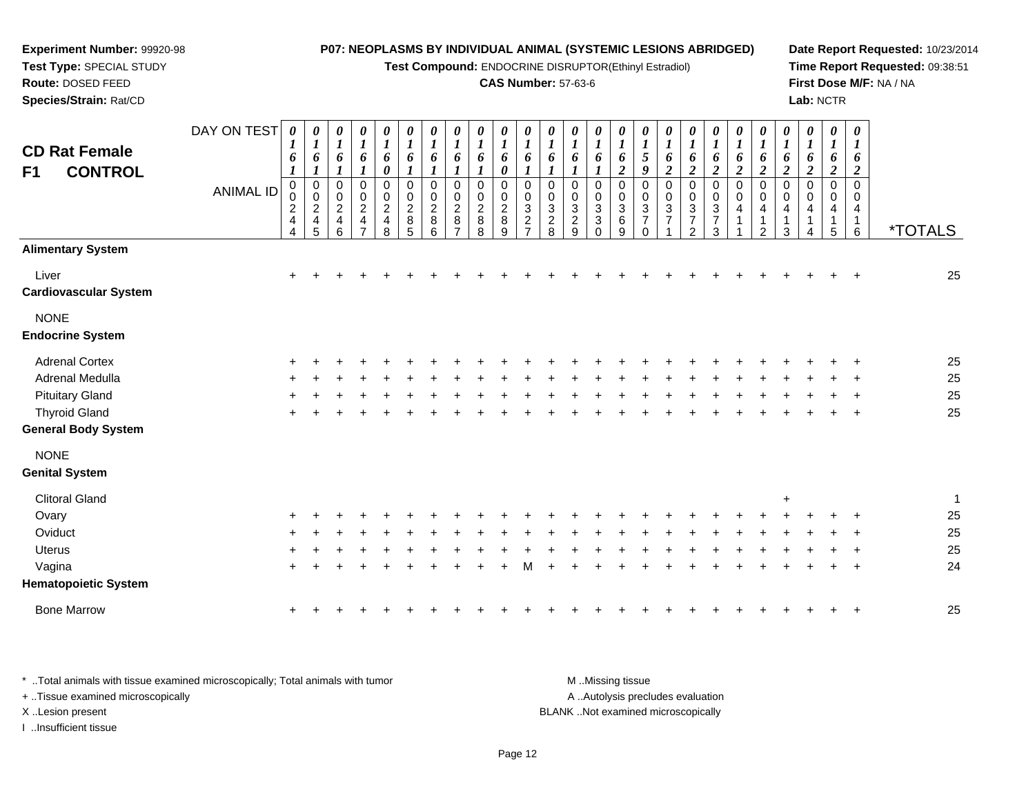**Experiment Number:** 99920-98
**Test Type:** SPECIAL STUDY
**Route:** DOSED FEED
**Species/Strain:** Rat/CD

**P07: NEOPLASMS BY INDIVIDUAL ANIMAL (SYSTEMIC LESIONS ABRIDGED)**
**Test Compound:** ENDOCRINE DISRUPTOR(Ethinyl Estradiol)
**CAS Number:** 57-63-6

**Date Report Requested:** 10/23/2014
**Time Report Requested:** 09:38:51
**First Dose M/F:** NA / NA
**Lab:** NCTR

# CD Rat Female
## F1 CONTROL

| DAY ON TEST | 0161 | 0161 | 0161 | 0161 | 0160 | 0161 | 0161 | 0161 | 0161 | 0160 | 0161 | 0161 | 0161 | 0161 | 0162 | 0159 | 0162 | 0162 | 0162 | 0162 | 0162 | 0162 | 0162 | 0162 | 0162 | |
|---|---|---|---|---|---|---|---|---|---|---|---|---|---|---|---|---|---|---|---|---|---|---|---|---|---|---|
| **ANIMAL ID** | 00244 | 00245 | 00246 | 00247 | 00248 | 00285 | 00286 | 00287 | 00288 | 00289 | 00327 | 00328 | 00329 | 00330 | 00369 | 00370 | 00371 | 00372 | 00373 | 00411 | 00412 | 00413 | 00414 | 00415 | 00416 | ***TOTALS** |
| **Alimentary System** | | | | | | | | | | | | | | | | | | | | | | | | | | |
| Liver | + | + | + | + | + | + | + | + | + | + | + | + | + | + | + | + | + | + | + | + | + | + | + | + | + | 25 |
| **Cardiovascular System** | | | | | | | | | | | | | | | | | | | | | | | | | | |
| NONE | | | | | | | | | | | | | | | | | | | | | | | | | | |
| **Endocrine System** | | | | | | | | | | | | | | | | | | | | | | | | | | |
| Adrenal Cortex | + | + | + | + | + | + | + | + | + | + | + | + | + | + | + | + | + | + | + | + | + | + | + | + | + | 25 |
| Adrenal Medulla | + | + | + | + | + | + | + | + | + | + | + | + | + | + | + | + | + | + | + | + | + | + | + | + | + | 25 |
| Pituitary Gland | + | + | + | + | + | + | + | + | + | + | + | + | + | + | + | + | + | + | + | + | + | + | + | + | + | 25 |
| Thyroid Gland | + | + | + | + | + | + | + | + | + | + | + | + | + | + | + | + | + | + | + | + | + | + | + | + | + | 25 |
| **General Body System** | | | | | | | | | | | | | | | | | | | | | | | | | | |
| NONE | | | | | | | | | | | | | | | | | | | | | | | | | | |
| **Genital System** | | | | | | | | | | | | | | | | | | | | | | | | | | |
| Clitoral Gland | | | | | | | | | | | | | | | | | | | | | | + | | | | 1 |
| Ovary | + | + | + | + | + | + | + | + | + | + | + | + | + | + | + | + | + | + | + | + | + | + | + | + | + | 25 |
| Oviduct | + | + | + | + | + | + | + | + | + | + | + | + | + | + | + | + | + | + | + | + | + | + | + | + | + | 25 |
| Uterus | + | + | + | + | + | + | + | + | + | + | + | + | + | + | + | + | + | + | + | + | + | + | + | + | + | 25 |
| Vagina | + | + | + | + | + | + | + | + | + | + | M | + | + | + | + | + | + | + | + | + | + | + | + | + | + | 24 |
| **Hematopoietic System** | | | | | | | | | | | | | | | | | | | | | | | | | | |
| Bone Marrow | + | + | + | + | + | + | + | + | + | + | + | + | + | + | + | + | + | + | + | + | + | + | + | + | + | 25 |

\* ..Total animals with tissue examined microscopically; Total animals with tumor
+ ..Tissue examined microscopically
X ..Lesion present
I ..Insufficient tissue

M ..Missing tissue
A ..Autolysis precludes evaluation
BLANK ..Not examined microscopically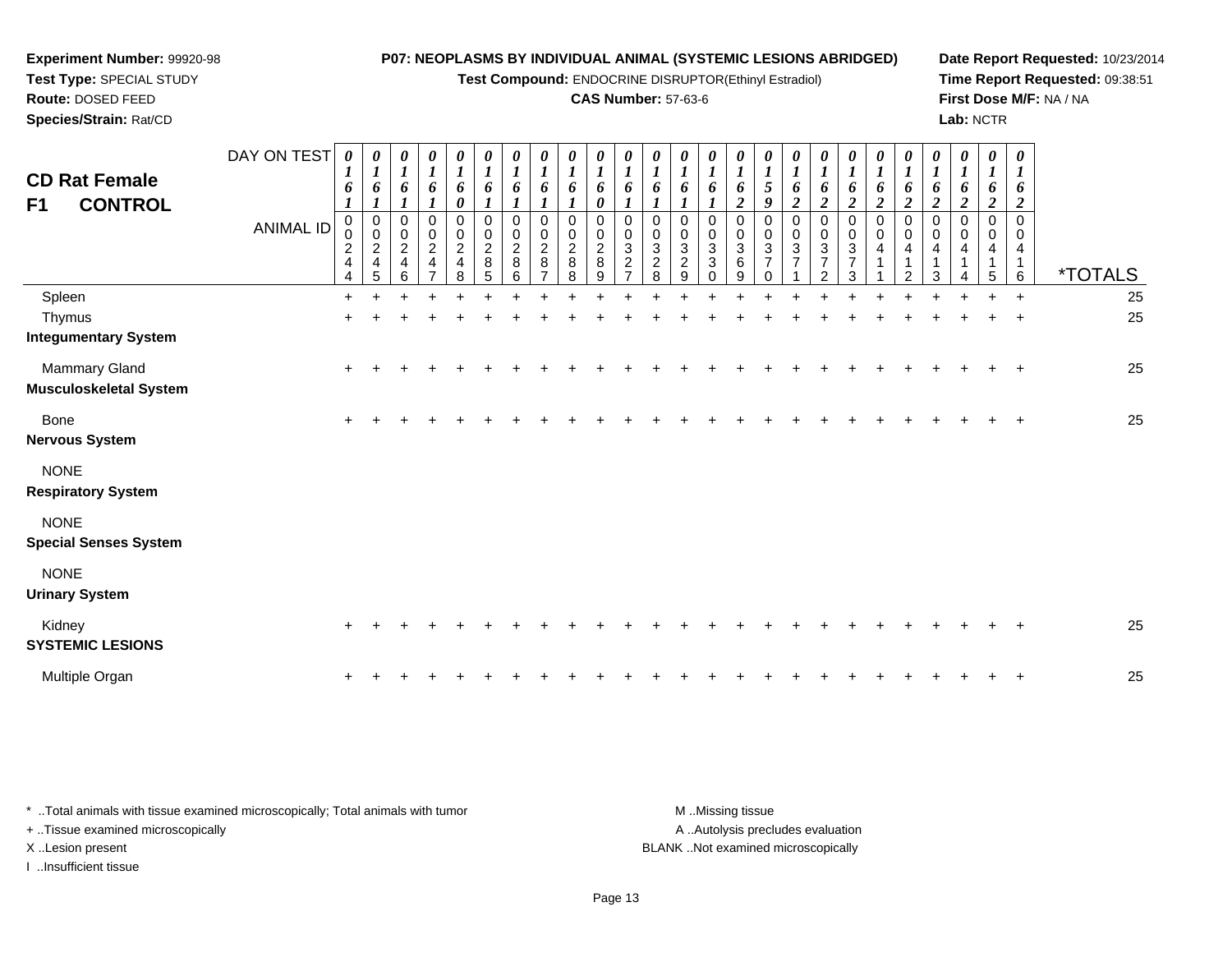**Experiment Number:** 99920-98
**Test Type:** SPECIAL STUDY
**Route:** DOSED FEED
**Species/Strain:** Rat/CD

**P07: NEOPLASMS BY INDIVIDUAL ANIMAL (SYSTEMIC LESIONS ABRIDGED)**
**Test Compound:** ENDOCRINE DISRUPTOR(Ethinyl Estradiol)
**CAS Number:** 57-63-6

**Date Report Requested:** 10/23/2014
**Time Report Requested:** 09:38:51
**First Dose M/F:** NA / NA
**Lab:** NCTR

# CD Rat Female F1 CONTROL

| DAY ON TEST | 0161 | 0161 | 0161 | 0161 | 0160 | 0161 | 0161 | 0161 | 0161 | 0160 | 0161 | 0161 | 0161 | 0161 | 0162 | 0159 | 0162 | 0162 | 0162 | 0162 | 0162 | 0162 | 0162 | 0162 | 0162 | |
|---|---|---|---|---|---|---|---|---|---|---|---|---|---|---|---|---|---|---|---|---|---|---|---|---|---|---|
| **ANIMAL ID** | 00244 | 00245 | 00246 | 00247 | 00248 | 00285 | 00286 | 00287 | 00288 | 00289 | 00327 | 00328 | 00329 | 00330 | 00369 | 00370 | 00371 | 00372 | 00373 | 00411 | 00412 | 00413 | 00414 | 00415 | 00416 | ***TOTALS** |
| Spleen | + | + | + | + | + | + | + | + | + | + | + | + | + | + | + | + | + | + | + | + | + | + | + | + | + | 25 |
| Thymus | + | + | + | + | + | + | + | + | + | + | + | + | + | + | + | + | + | + | + | + | + | + | + | + | + | 25 |
| **Integumentary System** | | | | | | | | | | | | | | | | | | | | | | | | | | |
| Mammary Gland | + | + | + | + | + | + | + | + | + | + | + | + | + | + | + | + | + | + | + | + | + | + | + | + | + | 25 |
| **Musculoskeletal System** | | | | | | | | | | | | | | | | | | | | | | | | | | |
| Bone | + | + | + | + | + | + | + | + | + | + | + | + | + | + | + | + | + | + | + | + | + | + | + | + | + | 25 |
| **Nervous System** | | | | | | | | | | | | | | | | | | | | | | | | | | |
| NONE | | | | | | | | | | | | | | | | | | | | | | | | | | |
| **Respiratory System** | | | | | | | | | | | | | | | | | | | | | | | | | | |
| NONE | | | | | | | | | | | | | | | | | | | | | | | | | | |
| **Special Senses System** | | | | | | | | | | | | | | | | | | | | | | | | | | |
| NONE | | | | | | | | | | | | | | | | | | | | | | | | | | |
| **Urinary System** | | | | | | | | | | | | | | | | | | | | | | | | | | |
| Kidney | + | + | + | + | + | + | + | + | + | + | + | + | + | + | + | + | + | + | + | + | + | + | + | + | + | 25 |
| **SYSTEMIC LESIONS** | | | | | | | | | | | | | | | | | | | | | | | | | | |
| Multiple Organ | + | + | + | + | + | + | + | + | + | + | + | + | + | + | + | + | + | + | + | + | + | + | + | + | + | 25 |

\* ..Total animals with tissue examined microscopically; Total animals with tumor
+ ..Tissue examined microscopically
X ..Lesion present
I ..Insufficient tissue

M ..Missing tissue
A ..Autolysis precludes evaluation
BLANK ..Not examined microscopically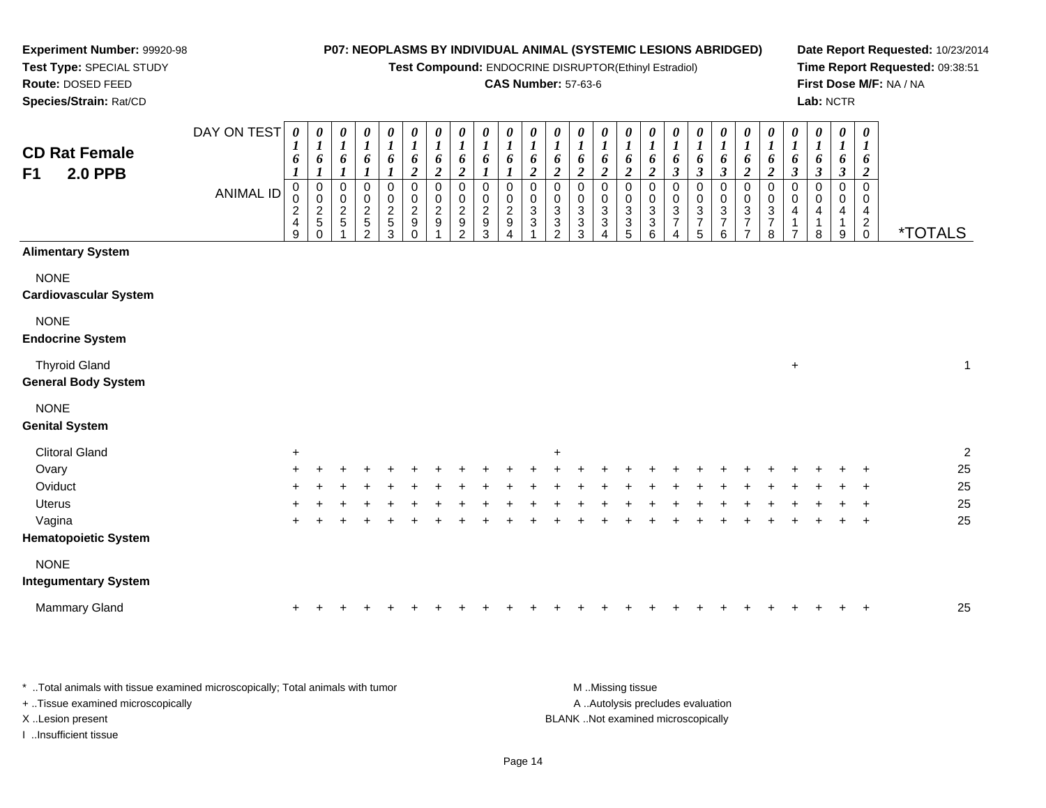**Experiment Number:** 99920-98
**Test Type:** SPECIAL STUDY
**Route:** DOSED FEED
**Species/Strain:** Rat/CD

**P07: NEOPLASMS BY INDIVIDUAL ANIMAL (SYSTEMIC LESIONS ABRIDGED)**
**Test Compound:** ENDOCRINE DISRUPTOR(Ethinyl Estradiol)
**CAS Number:** 57-63-6

**Date Report Requested:** 10/23/2014
**Time Report Requested:** 09:38:51
**First Dose M/F:** NA / NA
**Lab:** NCTR

## CD Rat Female F1 2.0 PPB

| DAY ON TEST | 0161 | 0161 | 0161 | 0161 | 0161 | 0162 | 0162 | 0162 | 0161 | 0161 | 0162 | 0162 | 0162 | 0162 | 0162 | 0162 | 0163 | 0163 | 0163 | 0162 | 0162 | 0163 | 0163 | 0163 | 0162 | |
|---|---|---|---|---|---|---|---|---|---|---|---|---|---|---|---|---|---|---|---|---|---|---|---|---|---|---|
| **ANIMAL ID** | 00249 | 00250 | 00251 | 00252 | 00253 | 00290 | 00291 | 00292 | 00293 | 00294 | 00331 | 00332 | 00333 | 00334 | 00335 | 00336 | 00374 | 00375 | 00376 | 00377 | 00378 | 00417 | 00418 | 00419 | 00420 | ***TOTALS** |
| **Alimentary System** | | | | | | | | | | | | | | | | | | | | | | | | | | |
| NONE | | | | | | | | | | | | | | | | | | | | | | | | | | |
| **Cardiovascular System** | | | | | | | | | | | | | | | | | | | | | | | | | | |
| NONE | | | | | | | | | | | | | | | | | | | | | | | | | | |
| **Endocrine System** | | | | | | | | | | | | | | | | | | | | | | | | | | |
| Thyroid Gland | | | | | | | | | | | | | | | | | | | | | | + | | | | 1 |
| **General Body System** | | | | | | | | | | | | | | | | | | | | | | | | | | |
| NONE | | | | | | | | | | | | | | | | | | | | | | | | | | |
| **Genital System** | | | | | | | | | | | | | | | | | | | | | | | | | | |
| Clitoral Gland | + | | | | | | | | | | | + | | | | | | | | | | | | | | 2 |
| Ovary | + | + | + | + | + | + | + | + | + | + | + | + | + | + | + | + | + | + | + | + | + | + | + | + | + | 25 |
| Oviduct | + | + | + | + | + | + | + | + | + | + | + | + | + | + | + | + | + | + | + | + | + | + | + | + | + | 25 |
| Uterus | + | + | + | + | + | + | + | + | + | + | + | + | + | + | + | + | + | + | + | + | + | + | + | + | + | 25 |
| Vagina | + | + | + | + | + | + | + | + | + | + | + | + | + | + | + | + | + | + | + | + | + | + | + | + | + | 25 |
| **Hematopoietic System** | | | | | | | | | | | | | | | | | | | | | | | | | | |
| NONE | | | | | | | | | | | | | | | | | | | | | | | | | | |
| **Integumentary System** | | | | | | | | | | | | | | | | | | | | | | | | | | |
| Mammary Gland | + | + | + | + | + | + | + | + | + | + | + | + | + | + | + | + | + | + | + | + | + | + | + | + | + | 25 |

* ..Total animals with tissue examined microscopically; Total animals with tumor
+ ..Tissue examined microscopically
X ..Lesion present
I ..Insufficient tissue

M ..Missing tissue
A ..Autolysis precludes evaluation
BLANK ..Not examined microscopically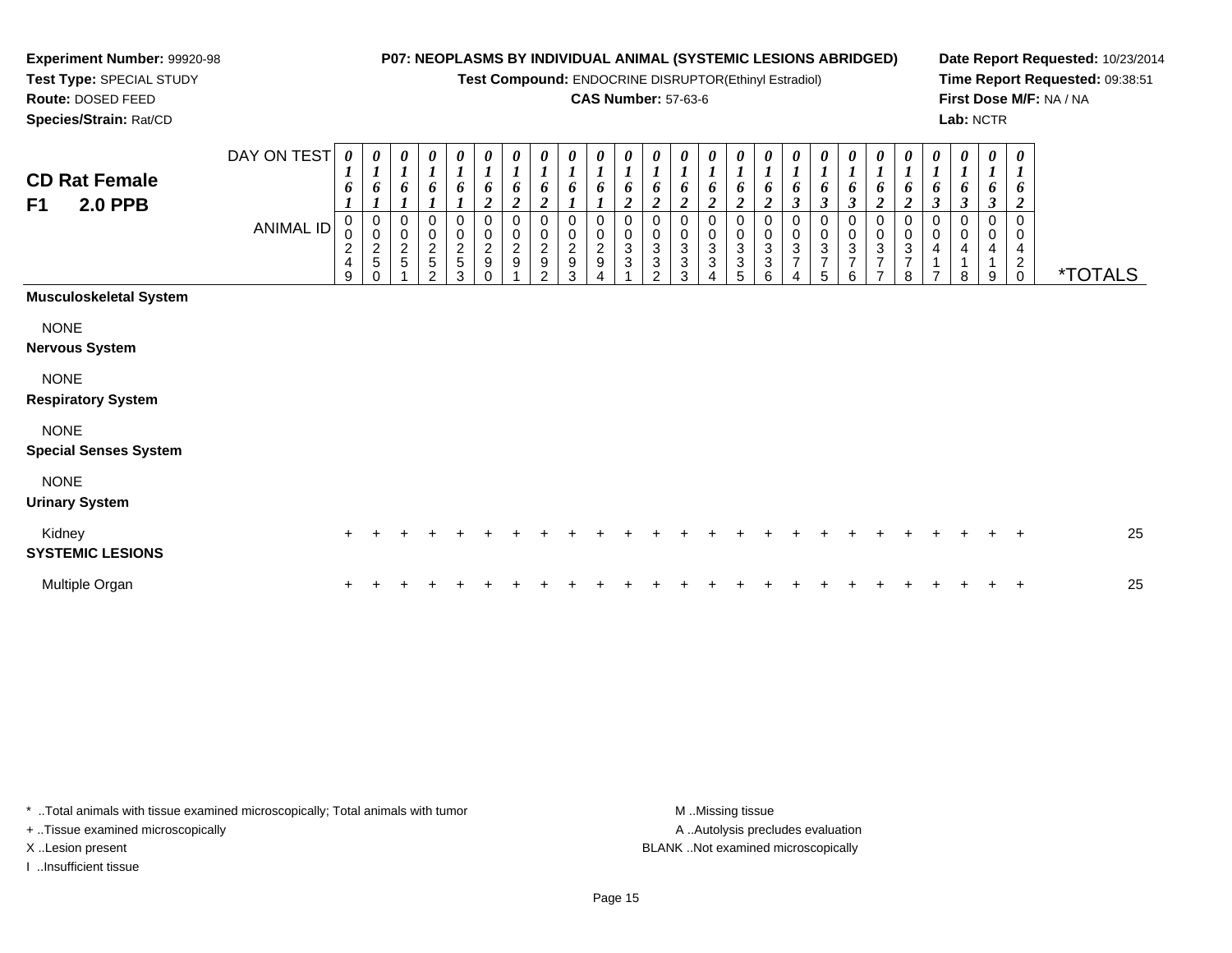**Experiment Number:** 99920-98
**Test Type:** SPECIAL STUDY
**Route:** DOSED FEED
**Species/Strain:** Rat/CD

**P07: NEOPLASMS BY INDIVIDUAL ANIMAL (SYSTEMIC LESIONS ABRIDGED)**
**Test Compound:** ENDOCRINE DISRUPTOR(Ethinyl Estradiol)
**CAS Number:** 57-63-6

**Date Report Requested:** 10/23/2014
**Time Report Requested:** 09:38:51
**First Dose M/F:** NA / NA
**Lab:** NCTR

## CD Rat Female
## F1 2.0 PPB

| DAY ON TEST | 0161 | 0161 | 0161 | 0161 | 0161 | 0162 | 0162 | 0162 | 0161 | 0161 | 0162 | 0162 | 0162 | 0162 | 0162 | 0162 | 0163 | 0163 | 0163 | 0162 | 0162 | 0163 | 0163 | 0163 | 0162 | |
|---|---|---|---|---|---|---|---|---|---|---|---|---|---|---|---|---|---|---|---|---|---|---|---|---|---|---|
| **ANIMAL ID** | 00249 | 00250 | 00251 | 00252 | 00253 | 00290 | 00291 | 00292 | 00293 | 00294 | 00331 | 00332 | 00333 | 00334 | 00335 | 00336 | 00374 | 00375 | 00376 | 00377 | 00378 | 00417 | 00418 | 00419 | 00420 | ***TOTALS** |
| **Musculoskeletal System** | | | | | | | | | | | | | | | | | | | | | | | | | | |
| NONE | | | | | | | | | | | | | | | | | | | | | | | | | | |
| **Nervous System** | | | | | | | | | | | | | | | | | | | | | | | | | | |
| NONE | | | | | | | | | | | | | | | | | | | | | | | | | | |
| **Respiratory System** | | | | | | | | | | | | | | | | | | | | | | | | | | |
| NONE | | | | | | | | | | | | | | | | | | | | | | | | | | |
| **Special Senses System** | | | | | | | | | | | | | | | | | | | | | | | | | | |
| NONE | | | | | | | | | | | | | | | | | | | | | | | | | | |
| **Urinary System** | | | | | | | | | | | | | | | | | | | | | | | | | | |
| Kidney | + | + | + | + | + | + | + | + | + | + | + | + | + | + | + | + | + | + | + | + | + | + | + | + | + | 25 |
| **SYSTEMIC LESIONS** | | | | | | | | | | | | | | | | | | | | | | | | | | |
| Multiple Organ | + | + | + | + | + | + | + | + | + | + | + | + | + | + | + | + | + | + | + | + | + | + | + | + | + | 25 |

\* ..Total animals with tissue examined microscopically; Total animals with tumor
+ ..Tissue examined microscopically
X ..Lesion present
I ..Insufficient tissue

M ..Missing tissue
A ..Autolysis precludes evaluation
BLANK ..Not examined microscopically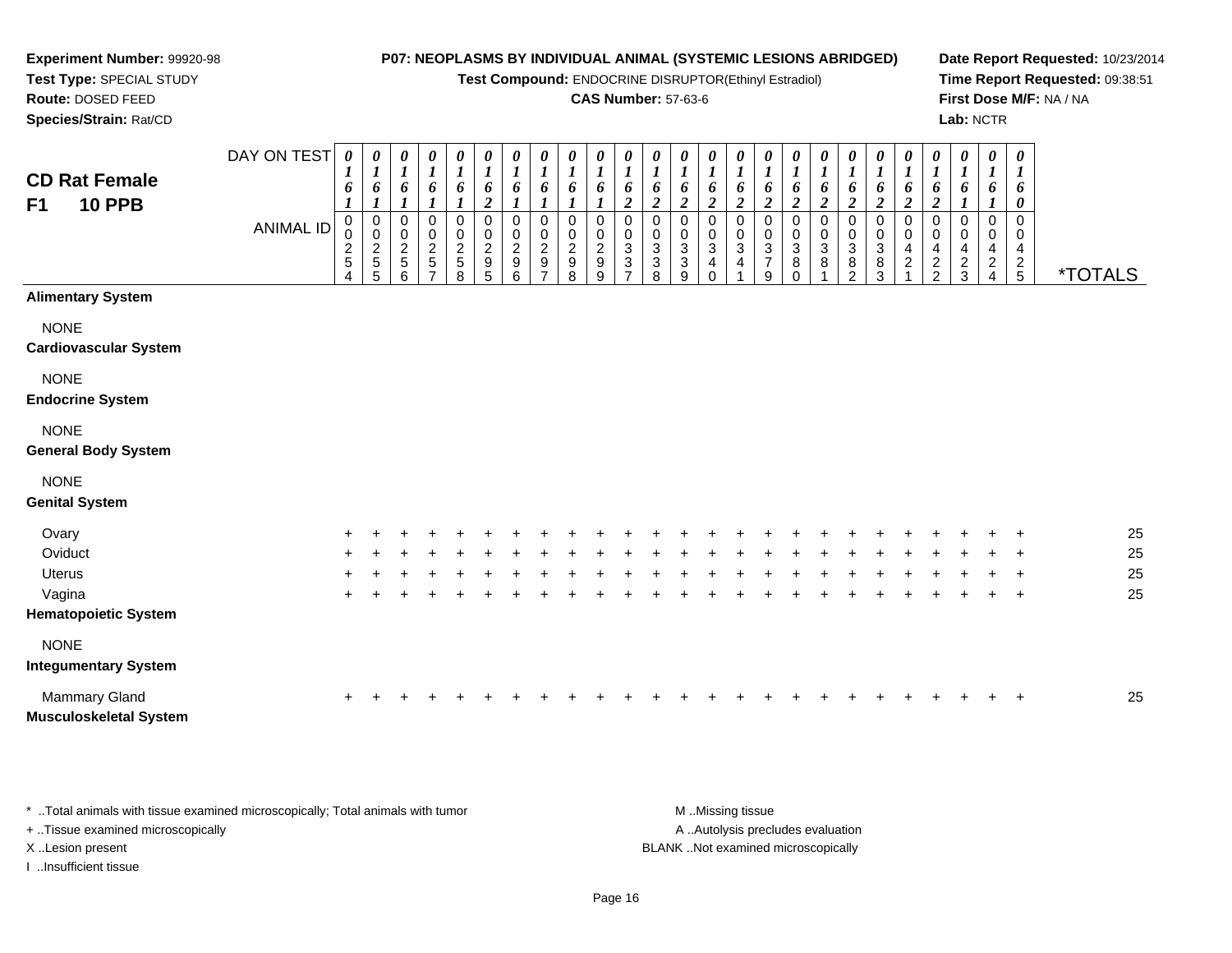**Experiment Number:** 99920-98
**Test Type:** SPECIAL STUDY
**Route:** DOSED FEED
**Species/Strain:** Rat/CD

**P07: NEOPLASMS BY INDIVIDUAL ANIMAL (SYSTEMIC LESIONS ABRIDGED)**
**Test Compound:** ENDOCRINE DISRUPTOR(Ethinyl Estradiol)
**CAS Number:** 57-63-6

**Date Report Requested:** 10/23/2014
**Time Report Requested:** 09:38:51
**First Dose M/F:** NA / NA
**Lab:** NCTR

## CD Rat Female F1 10 PPB

| DAY ON TEST | 0161 | 0161 | 0161 | 0161 | 0161 | 0162 | 0161 | 0161 | 0161 | 0161 | 0162 | 0162 | 0162 | 0162 | 0162 | 0162 | 0162 | 0162 | 0162 | 0162 | 0162 | 0162 | 0161 | 0161 | 0160 | |
|---|---|---|---|---|---|---|---|---|---|---|---|---|---|---|---|---|---|---|---|---|---|---|---|---|---|---|
| **ANIMAL ID** | 00254 | 00255 | 00256 | 00257 | 00258 | 00295 | 00296 | 00297 | 00298 | 00299 | 00337 | 00338 | 00339 | 00340 | 00341 | 00379 | 00380 | 00381 | 00382 | 00383 | 00421 | 00422 | 00423 | 00424 | 00425 | ***TOTALS** |
| **Alimentary System** | | | | | | | | | | | | | | | | | | | | | | | | | | |
| NONE | | | | | | | | | | | | | | | | | | | | | | | | | | |
| **Cardiovascular System** | | | | | | | | | | | | | | | | | | | | | | | | | | |
| NONE | | | | | | | | | | | | | | | | | | | | | | | | | | |
| **Endocrine System** | | | | | | | | | | | | | | | | | | | | | | | | | | |
| NONE | | | | | | | | | | | | | | | | | | | | | | | | | | |
| **General Body System** | | | | | | | | | | | | | | | | | | | | | | | | | | |
| NONE | | | | | | | | | | | | | | | | | | | | | | | | | | |
| **Genital System** | | | | | | | | | | | | | | | | | | | | | | | | | | |
| Ovary | + | + | + | + | + | + | + | + | + | + | + | + | + | + | + | + | + | + | + | + | + | + | + | + | + | 25 |
| Oviduct | + | + | + | + | + | + | + | + | + | + | + | + | + | + | + | + | + | + | + | + | + | + | + | + | + | 25 |
| Uterus | + | + | + | + | + | + | + | + | + | + | + | + | + | + | + | + | + | + | + | + | + | + | + | + | + | 25 |
| Vagina | + | + | + | + | + | + | + | + | + | + | + | + | + | + | + | + | + | + | + | + | + | + | + | + | + | 25 |
| **Hematopoietic System** | | | | | | | | | | | | | | | | | | | | | | | | | | |
| NONE | | | | | | | | | | | | | | | | | | | | | | | | | | |
| **Integumentary System** | | | | | | | | | | | | | | | | | | | | | | | | | | |
| Mammary Gland | + | + | + | + | + | + | + | + | + | + | + | + | + | + | + | + | + | + | + | + | + | + | + | + | + | 25 |
| **Musculoskeletal System** | | | | | | | | | | | | | | | | | | | | | | | | | | |

\* ..Total animals with tissue examined microscopically; Total animals with tumor
\+ ..Tissue examined microscopically
X ..Lesion present
I ..Insufficient tissue

M ..Missing tissue
A ..Autolysis precludes evaluation
BLANK ..Not examined microscopically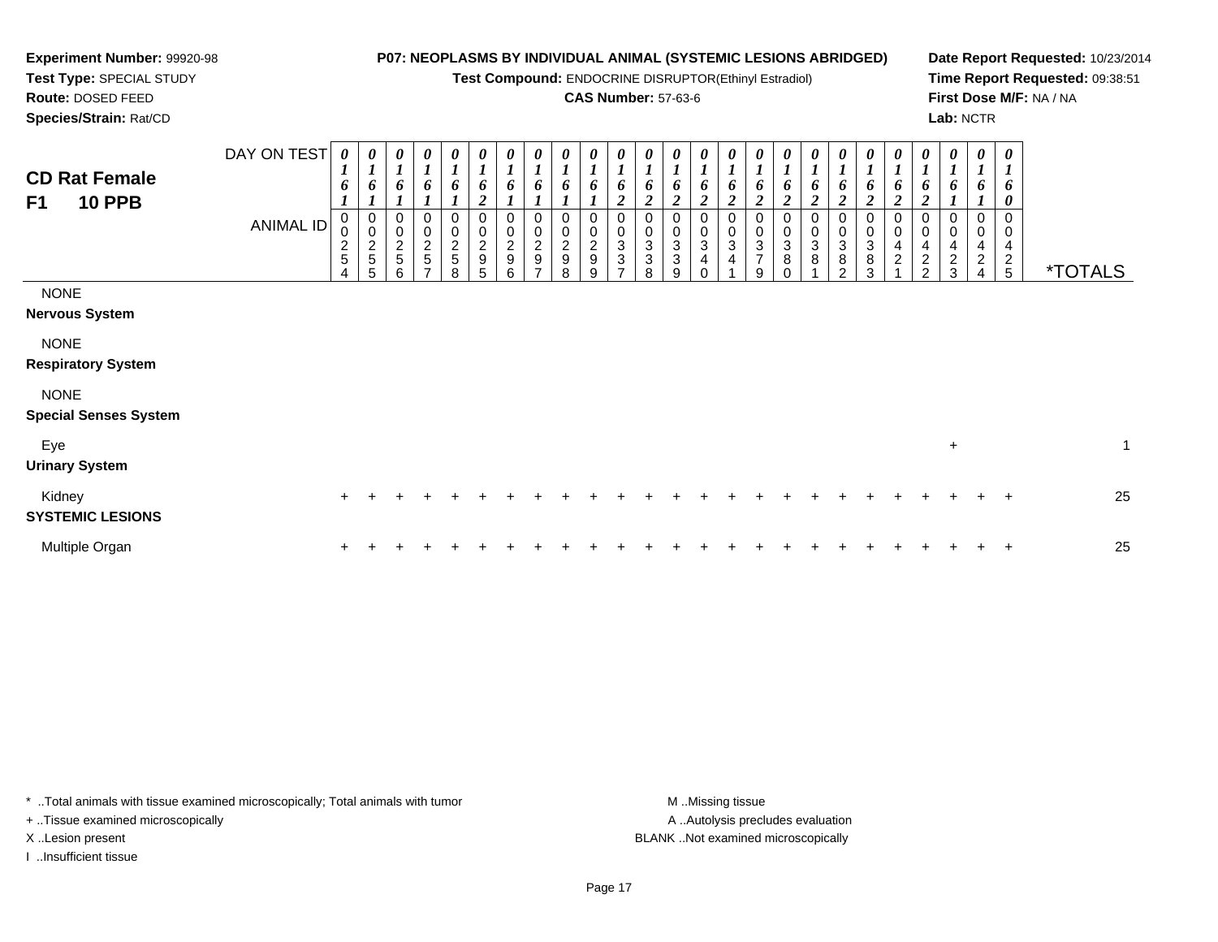**Experiment Number:** 99920-98
**Test Type:** SPECIAL STUDY
**Route:** DOSED FEED
**Species/Strain:** Rat/CD

**P07: NEOPLASMS BY INDIVIDUAL ANIMAL (SYSTEMIC LESIONS ABRIDGED)**
**Test Compound:** ENDOCRINE DISRUPTOR(Ethinyl Estradiol)
**CAS Number:** 57-63-6

**Date Report Requested:** 10/23/2014
**Time Report Requested:** 09:38:51
**First Dose M/F:** NA / NA
**Lab:** NCTR

## CD Rat Female F1 10 PPB

| DAY ON TEST | 0161 | 0161 | 0161 | 0161 | 0161 | 0162 | 0161 | 0161 | 0161 | 0161 | 0162 | 0162 | 0162 | 0162 | 0162 | 0162 | 0162 | 0162 | 0162 | 0162 | 0162 | 0162 | 0161 | 0161 | 0160 | |
|---|---|---|---|---|---|---|---|---|---|---|---|---|---|---|---|---|---|---|---|---|---|---|---|---|---|---|
| **ANIMAL ID** | 00254 | 00255 | 00256 | 00257 | 00258 | 00295 | 00296 | 00297 | 00298 | 00299 | 00337 | 00338 | 00339 | 00340 | 00341 | 00379 | 00380 | 00381 | 00382 | 00383 | 00421 | 00422 | 00423 | 00424 | 00425 | ***TOTALS** |
| NONE | | | | | | | | | | | | | | | | | | | | | | | | | | |
| **Nervous System** | | | | | | | | | | | | | | | | | | | | | | | | | | |
| NONE | | | | | | | | | | | | | | | | | | | | | | | | | | |
| **Respiratory System** | | | | | | | | | | | | | | | | | | | | | | | | | | |
| NONE | | | | | | | | | | | | | | | | | | | | | | | | | | |
| **Special Senses System** | | | | | | | | | | | | | | | | | | | | | | | | | | |
| Eye | | | | | | | | | | | | | | | | | | | | | | | + | | | 1 |
| **Urinary System** | | | | | | | | | | | | | | | | | | | | | | | | | | |
| Kidney | + | + | + | + | + | + | + | + | + | + | + | + | + | + | + | + | + | + | + | + | + | + | + | + | + | 25 |
| **SYSTEMIC LESIONS** | | | | | | | | | | | | | | | | | | | | | | | | | | |
| Multiple Organ | + | + | + | + | + | + | + | + | + | + | + | + | + | + | + | + | + | + | + | + | + | + | + | + | + | 25 |

* ..Total animals with tissue examined microscopically; Total animals with tumor
+ ..Tissue examined microscopically
X ..Lesion present
I ..Insufficient tissue

M ..Missing tissue
A ..Autolysis precludes evaluation
BLANK ..Not examined microscopically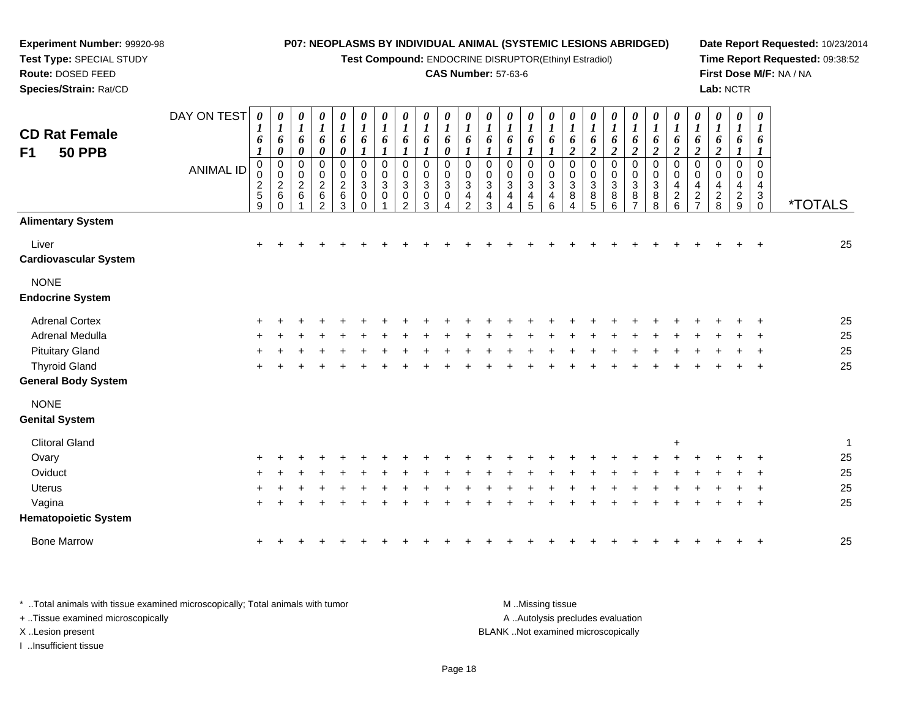**Experiment Number:** 99920-98
**Test Type:** SPECIAL STUDY
**Route:** DOSED FEED
**Species/Strain:** Rat/CD

**P07: NEOPLASMS BY INDIVIDUAL ANIMAL (SYSTEMIC LESIONS ABRIDGED)**
**Test Compound:** ENDOCRINE DISRUPTOR(Ethinyl Estradiol)
**CAS Number:** 57-63-6

**Date Report Requested:** 10/23/2014
**Time Report Requested:** 09:38:52
**First Dose M/F:** NA / NA
**Lab:** NCTR

## CD Rat Female
## F1 50 PPB

| DAY ON TEST | 0161 | 0160 | 0160 | 0160 | 0160 | 0161 | 0161 | 0161 | 0161 | 0160 | 0161 | 0161 | 0161 | 0161 | 0161 | 0162 | 0162 | 0162 | 0162 | 0162 | 0162 | 0162 | 0162 | 0161 | 0161 | |
|---|---|---|---|---|---|---|---|---|---|---|---|---|---|---|---|---|---|---|---|---|---|---|---|---|---|---|
| **ANIMAL ID** | 00259 | 00260 | 00261 | 00262 | 00263 | 00300 | 00301 | 00302 | 00303 | 00304 | 00342 | 00343 | 00344 | 00345 | 00346 | 00384 | 00385 | 00386 | 00387 | 00388 | 00426 | 00427 | 00428 | 00429 | 00430 | ***TOTALS** |
| **Alimentary System** | | | | | | | | | | | | | | | | | | | | | | | | | | |
| Liver | + | + | + | + | + | + | + | + | + | + | + | + | + | + | + | + | + | + | + | + | + | + | + | + | + | 25 |
| **Cardiovascular System** | | | | | | | | | | | | | | | | | | | | | | | | | | |
| NONE | | | | | | | | | | | | | | | | | | | | | | | | | | |
| **Endocrine System** | | | | | | | | | | | | | | | | | | | | | | | | | | |
| Adrenal Cortex | + | + | + | + | + | + | + | + | + | + | + | + | + | + | + | + | + | + | + | + | + | + | + | + | + | 25 |
| Adrenal Medulla | + | + | + | + | + | + | + | + | + | + | + | + | + | + | + | + | + | + | + | + | + | + | + | + | + | 25 |
| Pituitary Gland | + | + | + | + | + | + | + | + | + | + | + | + | + | + | + | + | + | + | + | + | + | + | + | + | + | 25 |
| Thyroid Gland | + | + | + | + | + | + | + | + | + | + | + | + | + | + | + | + | + | + | + | + | + | + | + | + | + | 25 |
| **General Body System** | | | | | | | | | | | | | | | | | | | | | | | | | | |
| NONE | | | | | | | | | | | | | | | | | | | | | | | | | | |
| **Genital System** | | | | | | | | | | | | | | | | | | | | | | | | | | |
| Clitoral Gland | | | | | | | | | | | | | | | | | | | | | + | | | | | 1 |
| Ovary | + | + | + | + | + | + | + | + | + | + | + | + | + | + | + | + | + | + | + | + | + | + | + | + | + | 25 |
| Oviduct | + | + | + | + | + | + | + | + | + | + | + | + | + | + | + | + | + | + | + | + | + | + | + | + | + | 25 |
| Uterus | + | + | + | + | + | + | + | + | + | + | + | + | + | + | + | + | + | + | + | + | + | + | + | + | + | 25 |
| Vagina | + | + | + | + | + | + | + | + | + | + | + | + | + | + | + | + | + | + | + | + | + | + | + | + | + | 25 |
| **Hematopoietic System** | | | | | | | | | | | | | | | | | | | | | | | | | | |
| Bone Marrow | + | + | + | + | + | + | + | + | + | + | + | + | + | + | + | + | + | + | + | + | + | + | + | + | + | 25 |

\* ..Total animals with tissue examined microscopically; Total animals with tumor
\+ ..Tissue examined microscopically
X ..Lesion present
I ..Insufficient tissue

M ..Missing tissue
A ..Autolysis precludes evaluation
BLANK ..Not examined microscopically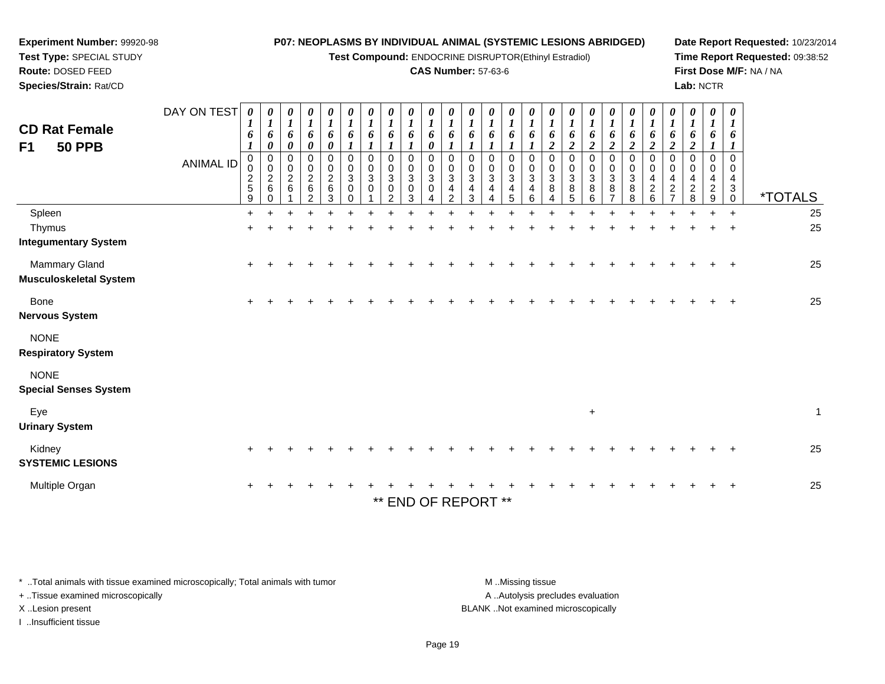**Experiment Number:** 99920-98
**Test Type:** SPECIAL STUDY
**Route:** DOSED FEED
**Species/Strain:** Rat/CD

**P07: NEOPLASMS BY INDIVIDUAL ANIMAL (SYSTEMIC LESIONS ABRIDGED)**
**Test Compound:** ENDOCRINE DISRUPTOR(Ethinyl Estradiol)
**CAS Number:** 57-63-6

**Date Report Requested:** 10/23/2014
**Time Report Requested:** 09:38:52
**First Dose M/F:** NA / NA
**Lab:** NCTR

**CD Rat Female**
**F1 50 PPB**

| DAY ON TEST | 0161 | 0160 | 0160 | 0160 | 0160 | 0161 | 0161 | 0161 | 0161 | 0160 | 0161 | 0161 | 0161 | 0161 | 0161 | 0162 | 0162 | 0162 | 0162 | 0162 | 0162 | 0162 | 0162 | 0161 | 0161 | |
|---|---|---|---|---|---|---|---|---|---|---|---|---|---|---|---|---|---|---|---|---|---|---|---|---|---|---|
| **ANIMAL ID** | 00259 | 00260 | 00261 | 00262 | 00263 | 00300 | 00301 | 00302 | 00303 | 00304 | 00342 | 00343 | 00344 | 00345 | 00346 | 00384 | 00385 | 00386 | 00387 | 00388 | 00426 | 00427 | 00428 | 00429 | 00430 | ***TOTALS** |
| Spleen | + | + | + | + | + | + | + | + | + | + | + | + | + | + | + | + | + | + | + | + | + | + | + | + | + | 25 |
| Thymus | + | + | + | + | + | + | + | + | + | + | + | + | + | + | + | + | + | + | + | + | + | + | + | + | + | 25 |
| **Integumentary System** | | | | | | | | | | | | | | | | | | | | | | | | | | |
| Mammary Gland | + | + | + | + | + | + | + | + | + | + | + | + | + | + | + | + | + | + | + | + | + | + | + | + | + | 25 |
| **Musculoskeletal System** | | | | | | | | | | | | | | | | | | | | | | | | | | |
| Bone | + | + | + | + | + | + | + | + | + | + | + | + | + | + | + | + | + | + | + | + | + | + | + | + | + | 25 |
| **Nervous System** | | | | | | | | | | | | | | | | | | | | | | | | | | |
| NONE | | | | | | | | | | | | | | | | | | | | | | | | | | |
| **Respiratory System** | | | | | | | | | | | | | | | | | | | | | | | | | | |
| NONE | | | | | | | | | | | | | | | | | | | | | | | | | | |
| **Special Senses System** | | | | | | | | | | | | | | | | | | | | | | | | | | |
| Eye | | | | | | | | | | | | | | | | | | + | | | | | | | | 1 |
| **Urinary System** | | | | | | | | | | | | | | | | | | | | | | | | | | |
| Kidney | + | + | + | + | + | + | + | + | + | + | + | + | + | + | + | + | + | + | + | + | + | + | + | + | + | 25 |
| **SYSTEMIC LESIONS** | | | | | | | | | | | | | | | | | | | | | | | | | | |
| Multiple Organ | + | + | + | + | + | + | + | + | + | + | + | + | + | + | + | + | + | + | + | + | + | + | + | + | + | 25 |

** END OF REPORT **

\* ..Total animals with tissue examined microscopically; Total animals with tumor
\+ ..Tissue examined microscopically
X ..Lesion present
I ..Insufficient tissue

M ..Missing tissue
A ..Autolysis precludes evaluation
BLANK ..Not examined microscopically